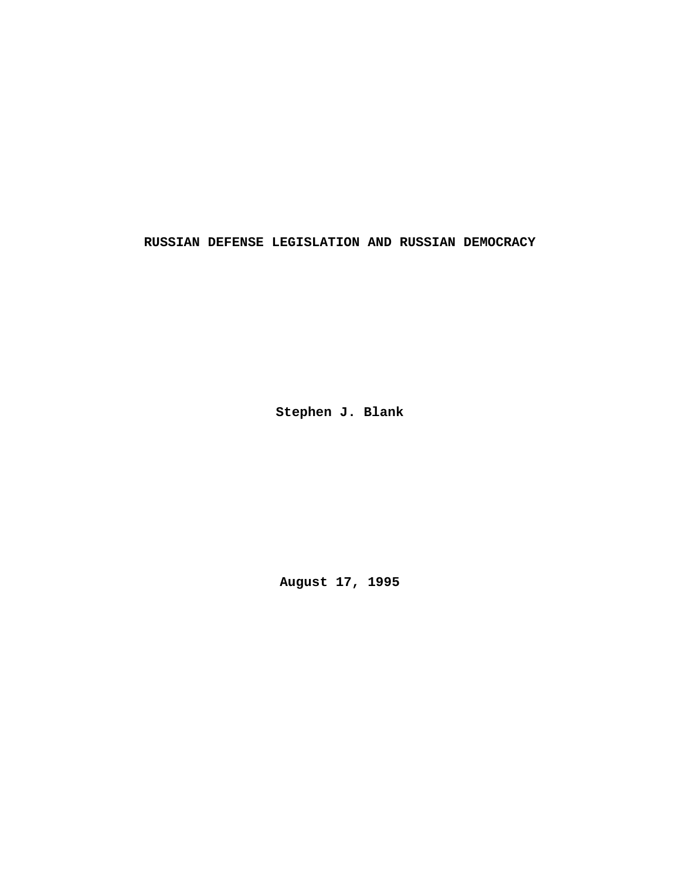# RUSSIAN DEFENSE LEGISLATION AND RUSSIAN DEMOCRACY

**Stephen J. Blank**

**August 17, 1995**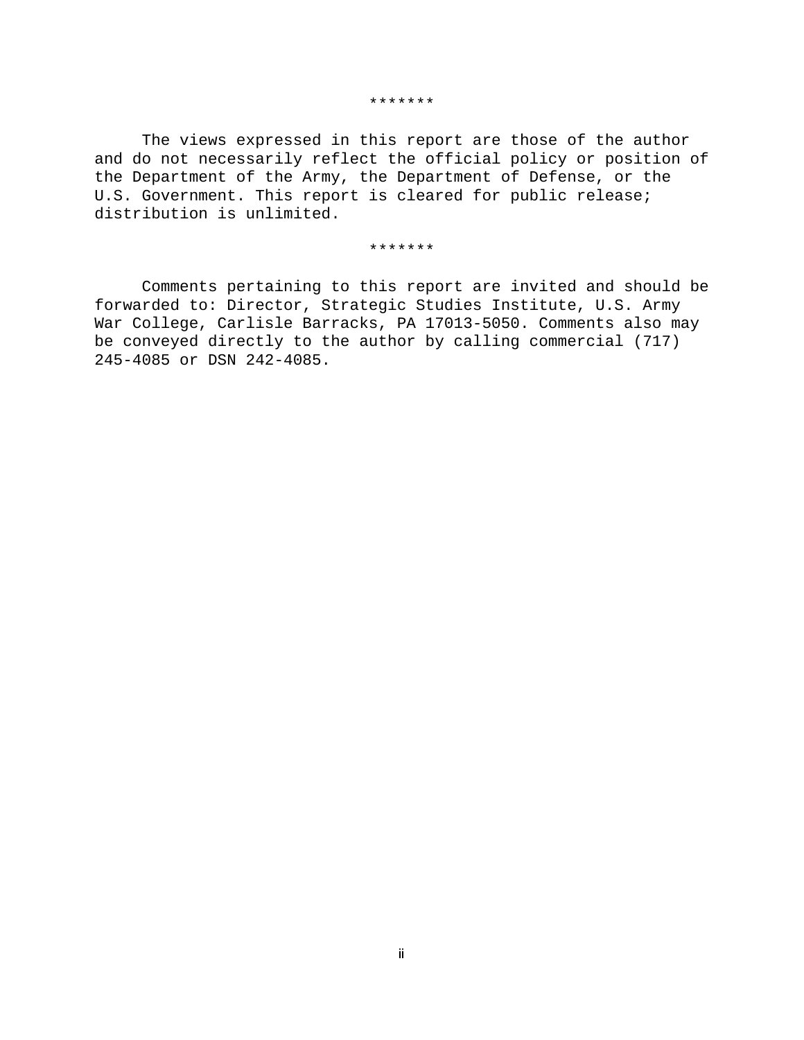*******

The views expressed in this report are those of the author and do not necessarily reflect the official policy or position of the Department of the Army, the Department of Defense, or the U.S. Government. This report is cleared for public release; distribution is unlimited.

*******

Comments pertaining to this report are invited and should be forwarded to: Director, Strategic Studies Institute, U.S. Army War College, Carlisle Barracks, PA 17013-5050. Comments also may be conveyed directly to the author by calling commercial (717) 245-4085 or DSN 242-4085.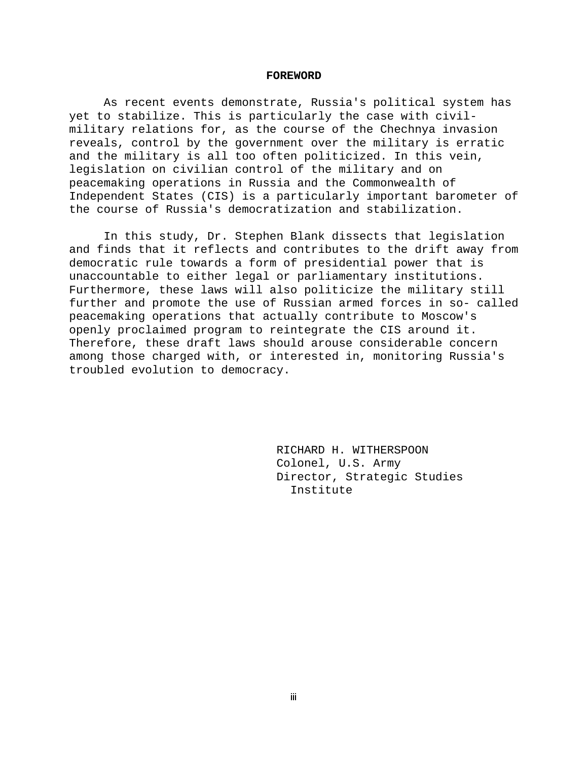# FOREWORD

As recent events demonstrate, Russia's political system has yet to stabilize. This is particularly the case with civil-military relations for, as the course of the Chechnya invasion reveals, control by the government over the military is erratic and the military is all too often politicized. In this vein, legislation on civilian control of the military and on peacemaking operations in Russia and the Commonwealth of Independent States (CIS) is a particularly important barometer of the course of Russia's democratization and stabilization.

In this study, Dr. Stephen Blank dissects that legislation and finds that it reflects and contributes to the drift away from democratic rule towards a form of presidential power that is unaccountable to either legal or parliamentary institutions. Furthermore, these laws will also politicize the military still further and promote the use of Russian armed forces in so- called peacemaking operations that actually contribute to Moscow's openly proclaimed program to reintegrate the CIS around it. Therefore, these draft laws should arouse considerable concern among those charged with, or interested in, monitoring Russia's troubled evolution to democracy.

RICHARD H. WITHERSPOON
Colonel, U.S. Army
Director, Strategic Studies Institute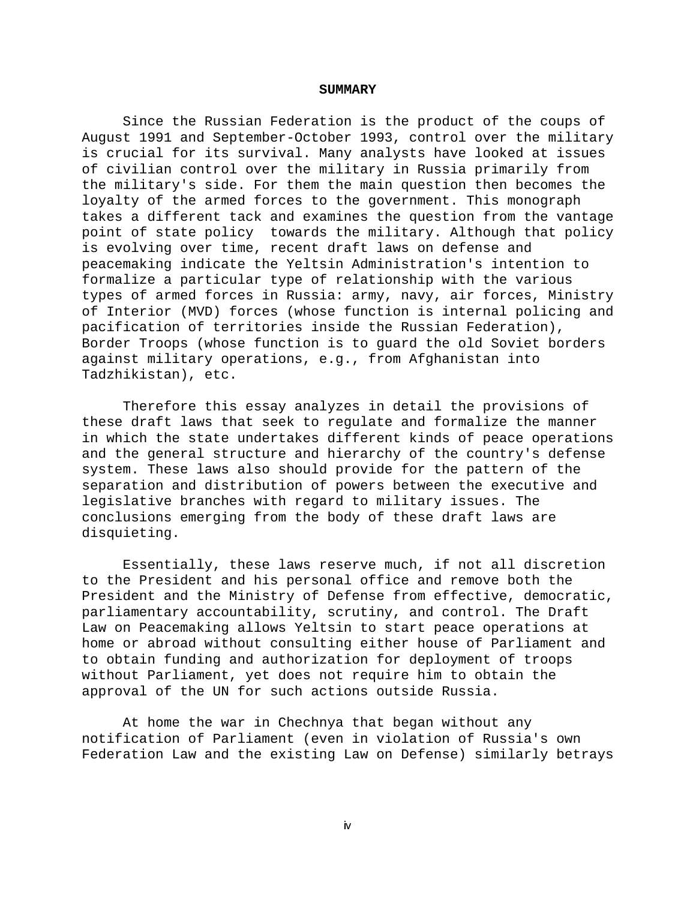## SUMMARY

Since the Russian Federation is the product of the coups of August 1991 and September-October 1993, control over the military is crucial for its survival. Many analysts have looked at issues of civilian control over the military in Russia primarily from the military's side. For them the main question then becomes the loyalty of the armed forces to the government. This monograph takes a different tack and examines the question from the vantage point of state policy towards the military. Although that policy is evolving over time, recent draft laws on defense and peacemaking indicate the Yeltsin Administration's intention to formalize a particular type of relationship with the various types of armed forces in Russia: army, navy, air forces, Ministry of Interior (MVD) forces (whose function is internal policing and pacification of territories inside the Russian Federation), Border Troops (whose function is to guard the old Soviet borders against military operations, e.g., from Afghanistan into Tadzhikistan), etc.

Therefore this essay analyzes in detail the provisions of these draft laws that seek to regulate and formalize the manner in which the state undertakes different kinds of peace operations and the general structure and hierarchy of the country's defense system. These laws also should provide for the pattern of the separation and distribution of powers between the executive and legislative branches with regard to military issues. The conclusions emerging from the body of these draft laws are disquieting.

Essentially, these laws reserve much, if not all discretion to the President and his personal office and remove both the President and the Ministry of Defense from effective, democratic, parliamentary accountability, scrutiny, and control. The Draft Law on Peacemaking allows Yeltsin to start peace operations at home or abroad without consulting either house of Parliament and to obtain funding and authorization for deployment of troops without Parliament, yet does not require him to obtain the approval of the UN for such actions outside Russia.

At home the war in Chechnya that began without any notification of Parliament (even in violation of Russia's own Federation Law and the existing Law on Defense) similarly betrays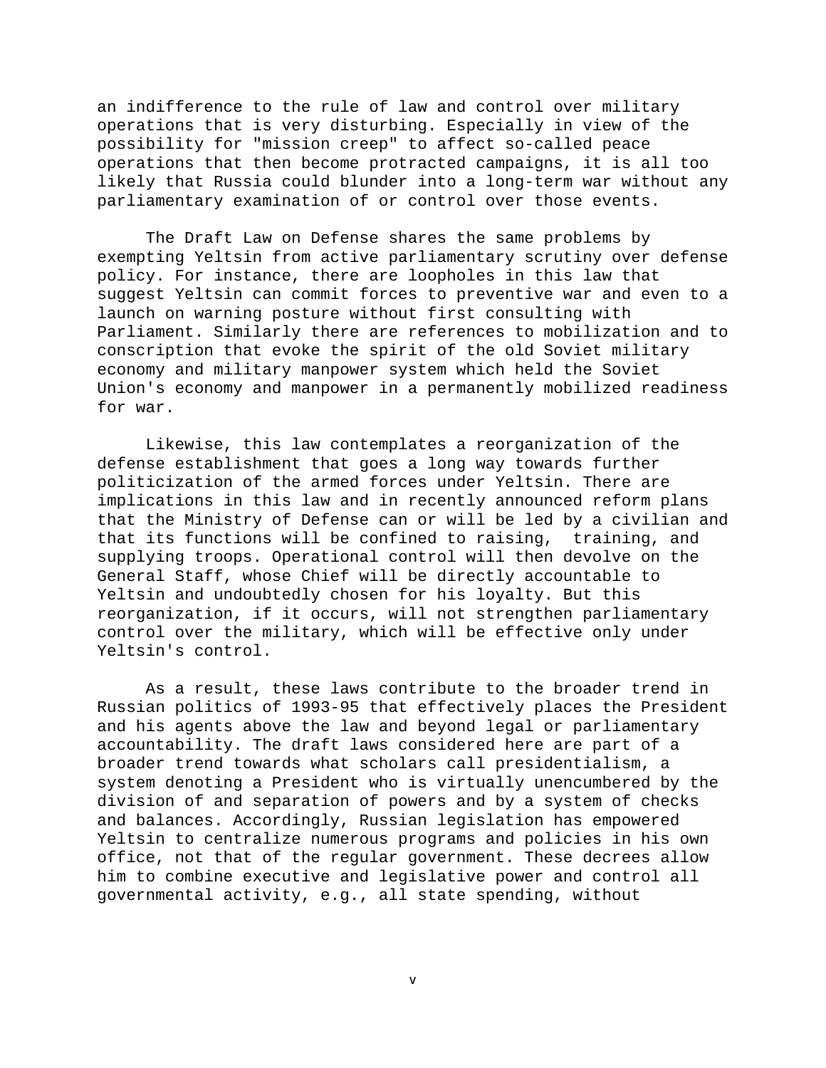an indifference to the rule of law and control over military operations that is very disturbing. Especially in view of the possibility for "mission creep" to affect so-called peace operations that then become protracted campaigns, it is all too likely that Russia could blunder into a long-term war without any parliamentary examination of or control over those events.

The Draft Law on Defense shares the same problems by exempting Yeltsin from active parliamentary scrutiny over defense policy. For instance, there are loopholes in this law that suggest Yeltsin can commit forces to preventive war and even to a launch on warning posture without first consulting with Parliament. Similarly there are references to mobilization and to conscription that evoke the spirit of the old Soviet military economy and military manpower system which held the Soviet Union's economy and manpower in a permanently mobilized readiness for war.

Likewise, this law contemplates a reorganization of the defense establishment that goes a long way towards further politicization of the armed forces under Yeltsin. There are implications in this law and in recently announced reform plans that the Ministry of Defense can or will be led by a civilian and that its functions will be confined to raising, training, and supplying troops. Operational control will then devolve on the General Staff, whose Chief will be directly accountable to Yeltsin and undoubtedly chosen for his loyalty. But this reorganization, if it occurs, will not strengthen parliamentary control over the military, which will be effective only under Yeltsin's control.

As a result, these laws contribute to the broader trend in Russian politics of 1993-95 that effectively places the President and his agents above the law and beyond legal or parliamentary accountability. The draft laws considered here are part of a broader trend towards what scholars call presidentialism, a system denoting a President who is virtually unencumbered by the division of and separation of powers and by a system of checks and balances. Accordingly, Russian legislation has empowered Yeltsin to centralize numerous programs and policies in his own office, not that of the regular government. These decrees allow him to combine executive and legislative power and control all governmental activity, e.g., all state spending, without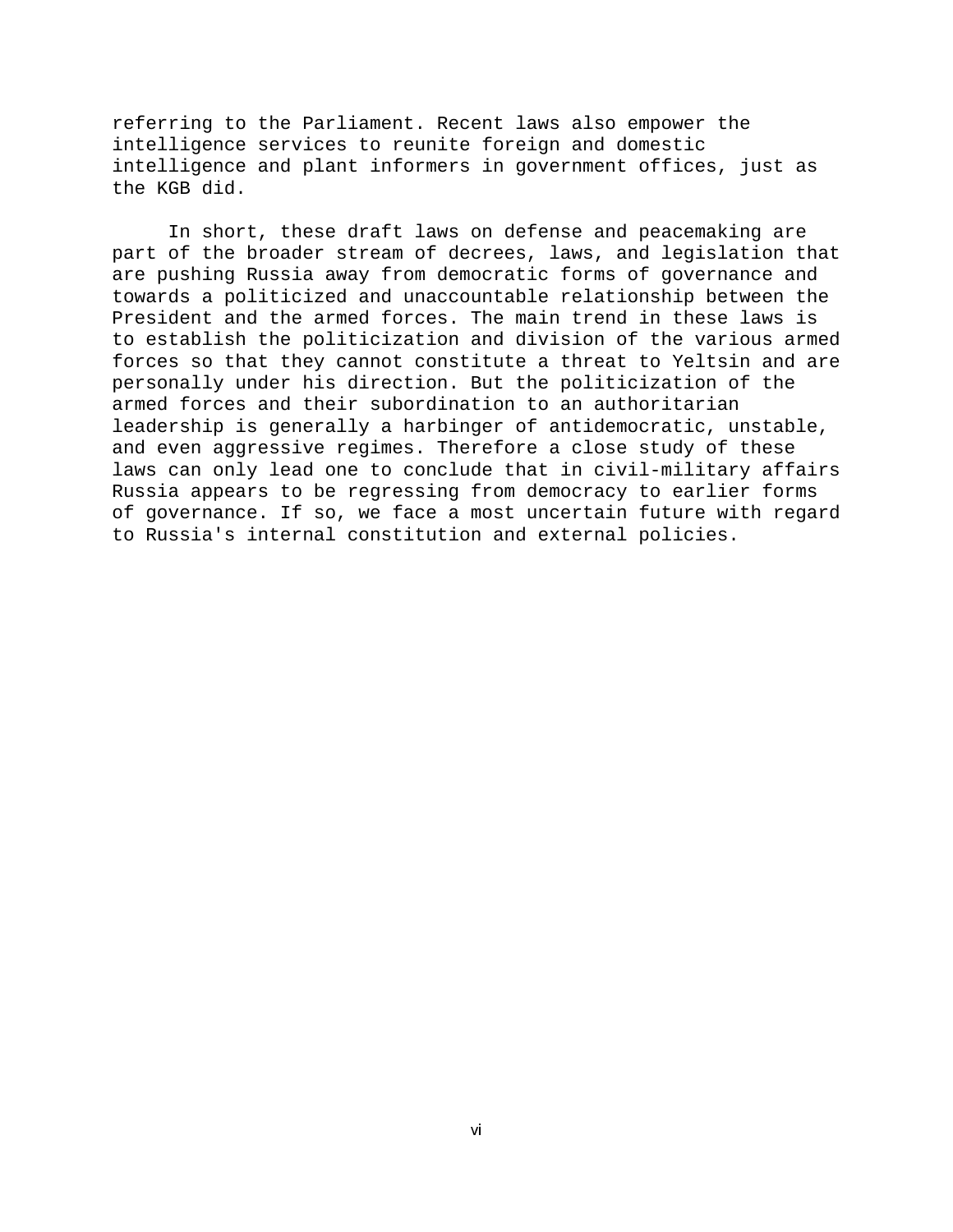referring to the Parliament. Recent laws also empower the intelligence services to reunite foreign and domestic intelligence and plant informers in government offices, just as the KGB did.

In short, these draft laws on defense and peacemaking are part of the broader stream of decrees, laws, and legislation that are pushing Russia away from democratic forms of governance and towards a politicized and unaccountable relationship between the President and the armed forces. The main trend in these laws is to establish the politicization and division of the various armed forces so that they cannot constitute a threat to Yeltsin and are personally under his direction. But the politicization of the armed forces and their subordination to an authoritarian leadership is generally a harbinger of antidemocratic, unstable, and even aggressive regimes. Therefore a close study of these laws can only lead one to conclude that in civil-military affairs Russia appears to be regressing from democracy to earlier forms of governance. If so, we face a most uncertain future with regard to Russia's internal constitution and external policies.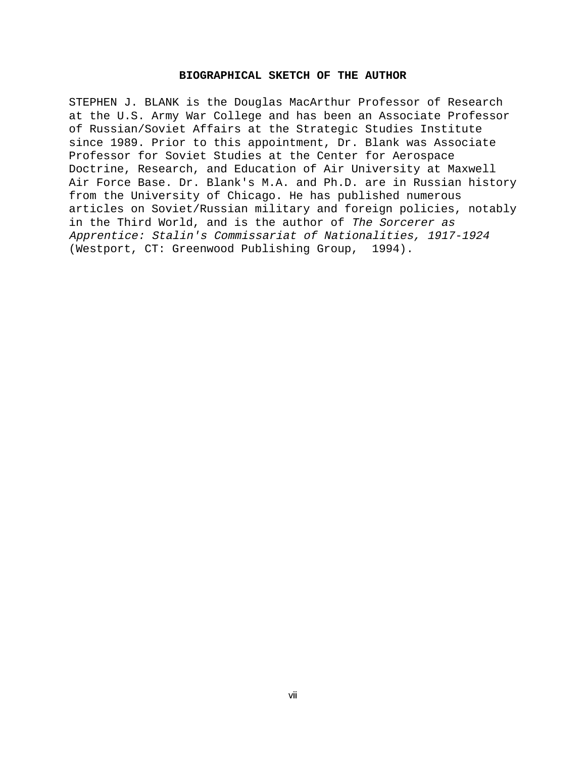## BIOGRAPHICAL SKETCH OF THE AUTHOR

STEPHEN J. BLANK is the Douglas MacArthur Professor of Research at the U.S. Army War College and has been an Associate Professor of Russian/Soviet Affairs at the Strategic Studies Institute since 1989. Prior to this appointment, Dr. Blank was Associate Professor for Soviet Studies at the Center for Aerospace Doctrine, Research, and Education of Air University at Maxwell Air Force Base. Dr. Blank's M.A. and Ph.D. are in Russian history from the University of Chicago. He has published numerous articles on Soviet/Russian military and foreign policies, notably in the Third World, and is the author of *The Sorcerer as Apprentice: Stalin's Commissariat of Nationalities, 1917-1924* (Westport, CT: Greenwood Publishing Group, 1994).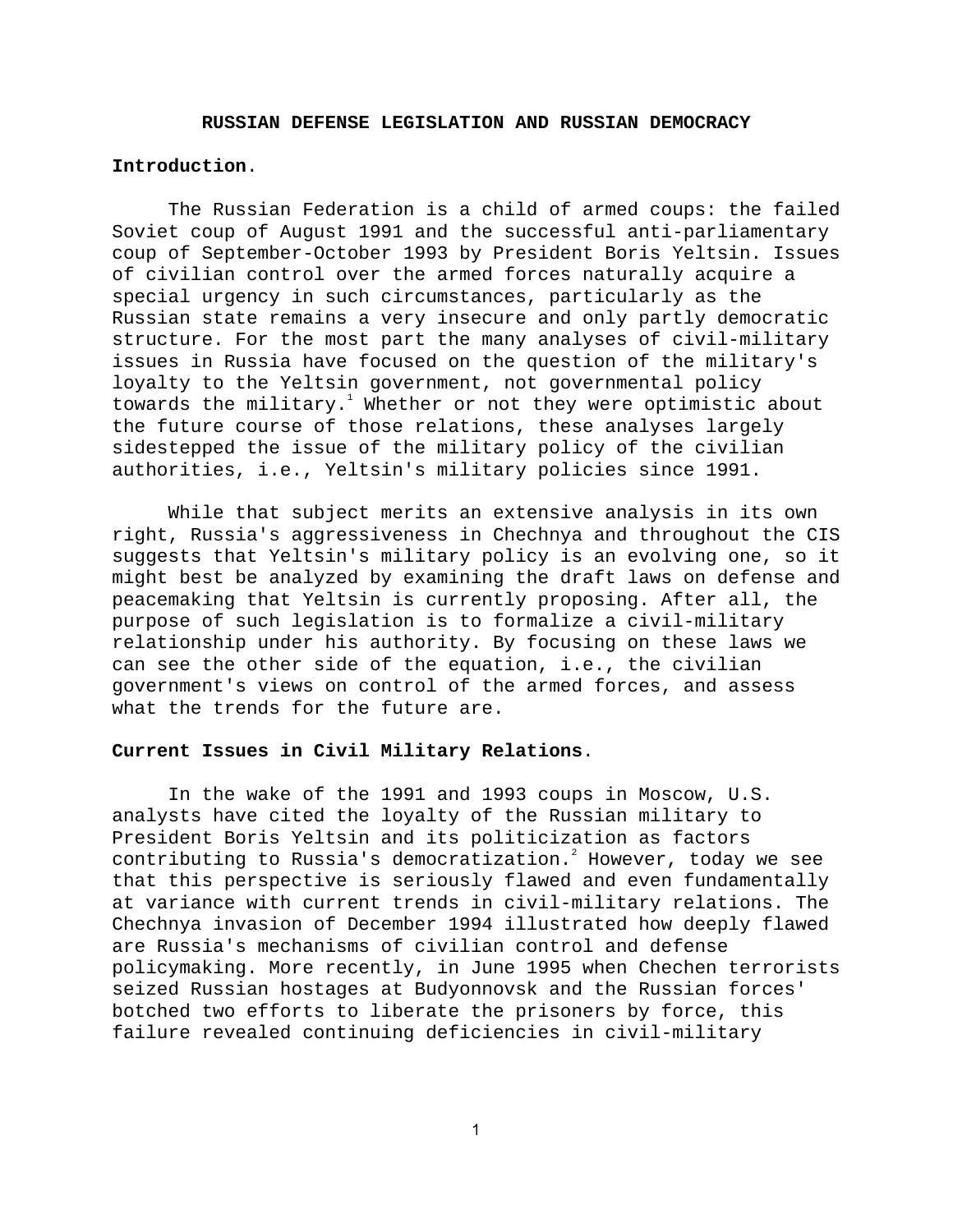# RUSSIAN DEFENSE LEGISLATION AND RUSSIAN DEMOCRACY

**Introduction.**

The Russian Federation is a child of armed coups: the failed Soviet coup of August 1991 and the successful anti-parliamentary coup of September-October 1993 by President Boris Yeltsin. Issues of civilian control over the armed forces naturally acquire a special urgency in such circumstances, particularly as the Russian state remains a very insecure and only partly democratic structure. For the most part the many analyses of civil-military issues in Russia have focused on the question of the military's loyalty to the Yeltsin government, not governmental policy towards the military.[1] Whether or not they were optimistic about the future course of those relations, these analyses largely sidestepped the issue of the military policy of the civilian authorities, i.e., Yeltsin's military policies since 1991.

While that subject merits an extensive analysis in its own right, Russia's aggressiveness in Chechnya and throughout the CIS suggests that Yeltsin's military policy is an evolving one, so it might best be analyzed by examining the draft laws on defense and peacemaking that Yeltsin is currently proposing. After all, the purpose of such legislation is to formalize a civil-military relationship under his authority. By focusing on these laws we can see the other side of the equation, i.e., the civilian government's views on control of the armed forces, and assess what the trends for the future are.

**Current Issues in Civil Military Relations.**

In the wake of the 1991 and 1993 coups in Moscow, U.S. analysts have cited the loyalty of the Russian military to President Boris Yeltsin and its politicization as factors contributing to Russia's democratization.[2] However, today we see that this perspective is seriously flawed and even fundamentally at variance with current trends in civil-military relations. The Chechnya invasion of December 1994 illustrated how deeply flawed are Russia's mechanisms of civilian control and defense policymaking. More recently, in June 1995 when Chechen terrorists seized Russian hostages at Budyonnovsk and the Russian forces' botched two efforts to liberate the prisoners by force, this failure revealed continuing deficiencies in civil-military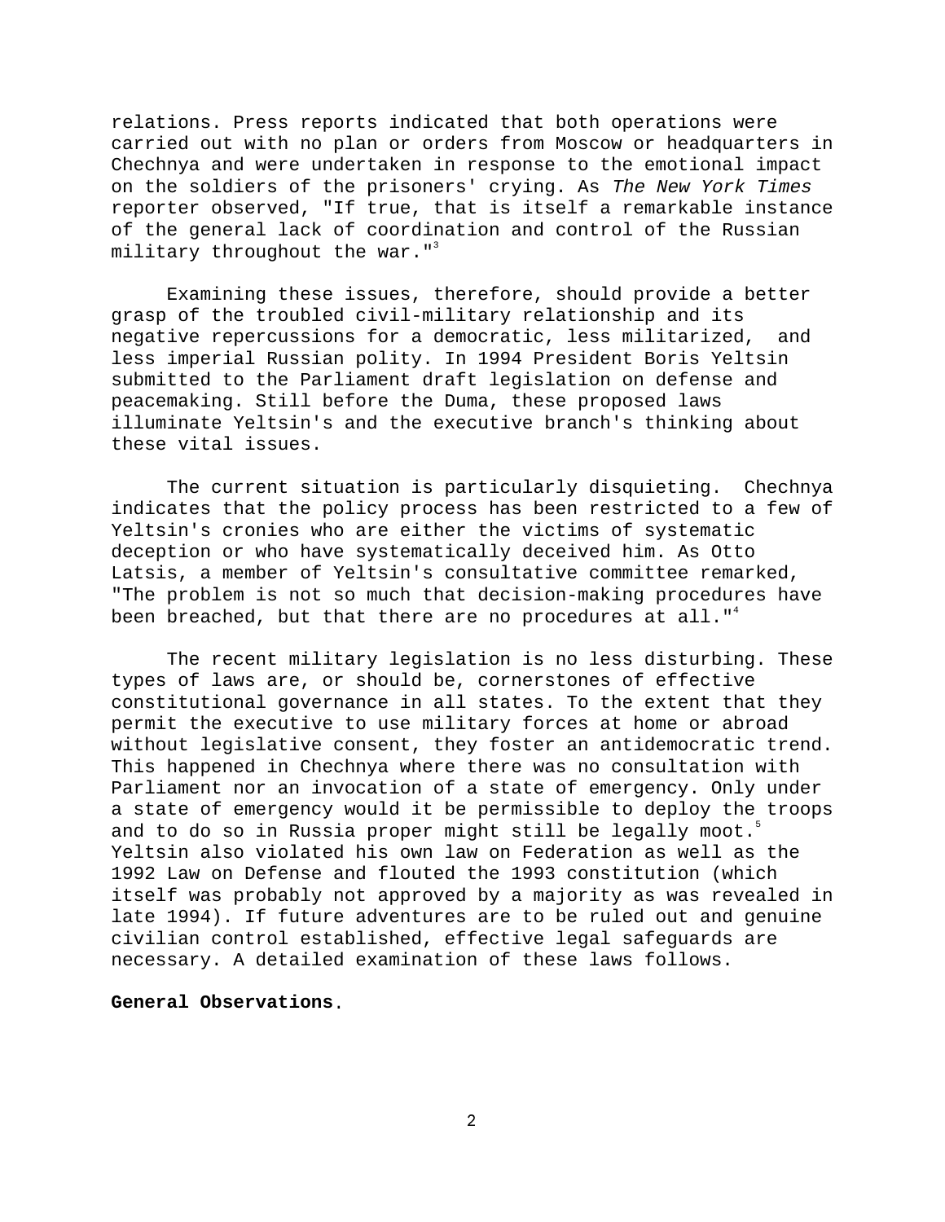relations. Press reports indicated that both operations were carried out with no plan or orders from Moscow or headquarters in Chechnya and were undertaken in response to the emotional impact on the soldiers of the prisoners' crying. As *The New York Times* reporter observed, "If true, that is itself a remarkable instance of the general lack of coordination and control of the Russian military throughout the war."[3]

Examining these issues, therefore, should provide a better grasp of the troubled civil-military relationship and its negative repercussions for a democratic, less militarized, and less imperial Russian polity. In 1994 President Boris Yeltsin submitted to the Parliament draft legislation on defense and peacemaking. Still before the Duma, these proposed laws illuminate Yeltsin's and the executive branch's thinking about these vital issues.

The current situation is particularly disquieting. Chechnya indicates that the policy process has been restricted to a few of Yeltsin's cronies who are either the victims of systematic deception or who have systematically deceived him. As Otto Latsis, a member of Yeltsin's consultative committee remarked, "The problem is not so much that decision-making procedures have been breached, but that there are no procedures at all."[4]

The recent military legislation is no less disturbing. These types of laws are, or should be, cornerstones of effective constitutional governance in all states. To the extent that they permit the executive to use military forces at home or abroad without legislative consent, they foster an antidemocratic trend. This happened in Chechnya where there was no consultation with Parliament nor an invocation of a state of emergency. Only under a state of emergency would it be permissible to deploy the troops and to do so in Russia proper might still be legally moot.[5] Yeltsin also violated his own law on Federation as well as the 1992 Law on Defense and flouted the 1993 constitution (which itself was probably not approved by a majority as was revealed in late 1994). If future adventures are to be ruled out and genuine civilian control established, effective legal safeguards are necessary. A detailed examination of these laws follows.

**General Observations**.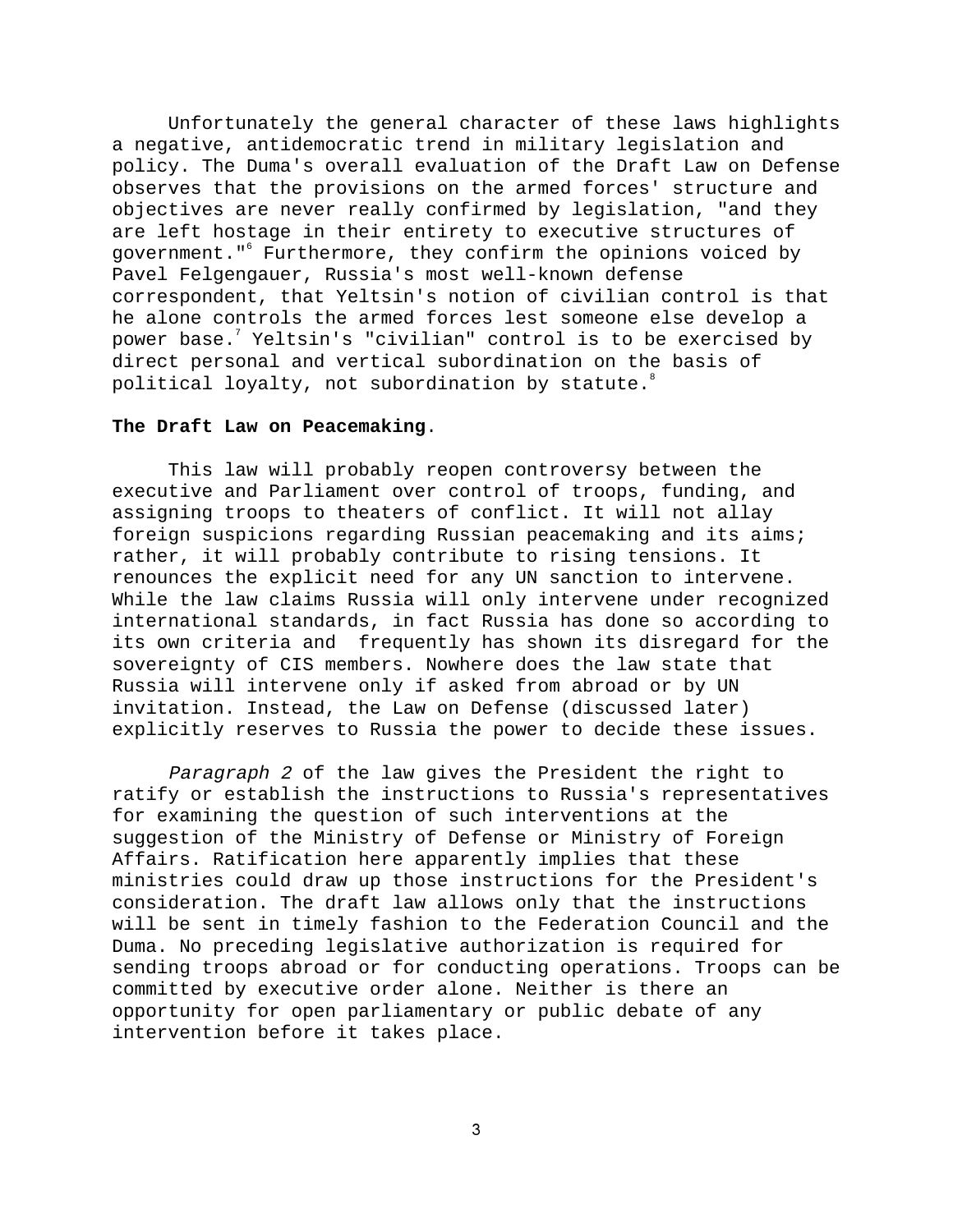Unfortunately the general character of these laws highlights a negative, antidemocratic trend in military legislation and policy. The Duma's overall evaluation of the Draft Law on Defense observes that the provisions on the armed forces' structure and objectives are never really confirmed by legislation, "and they are left hostage in their entirety to executive structures of government."[6] Furthermore, they confirm the opinions voiced by Pavel Felgengauer, Russia's most well-known defense correspondent, that Yeltsin's notion of civilian control is that he alone controls the armed forces lest someone else develop a power base.[7] Yeltsin's "civilian" control is to be exercised by direct personal and vertical subordination on the basis of political loyalty, not subordination by statute.[8]

**The Draft Law on Peacemaking**.

This law will probably reopen controversy between the executive and Parliament over control of troops, funding, and assigning troops to theaters of conflict. It will not allay foreign suspicions regarding Russian peacemaking and its aims; rather, it will probably contribute to rising tensions. It renounces the explicit need for any UN sanction to intervene. While the law claims Russia will only intervene under recognized international standards, in fact Russia has done so according to its own criteria and frequently has shown its disregard for the sovereignty of CIS members. Nowhere does the law state that Russia will intervene only if asked from abroad or by UN invitation. Instead, the Law on Defense (discussed later) explicitly reserves to Russia the power to decide these issues.

*Paragraph 2* of the law gives the President the right to ratify or establish the instructions to Russia's representatives for examining the question of such interventions at the suggestion of the Ministry of Defense or Ministry of Foreign Affairs. Ratification here apparently implies that these ministries could draw up those instructions for the President's consideration. The draft law allows only that the instructions will be sent in timely fashion to the Federation Council and the Duma. No preceding legislative authorization is required for sending troops abroad or for conducting operations. Troops can be committed by executive order alone. Neither is there an opportunity for open parliamentary or public debate of any intervention before it takes place.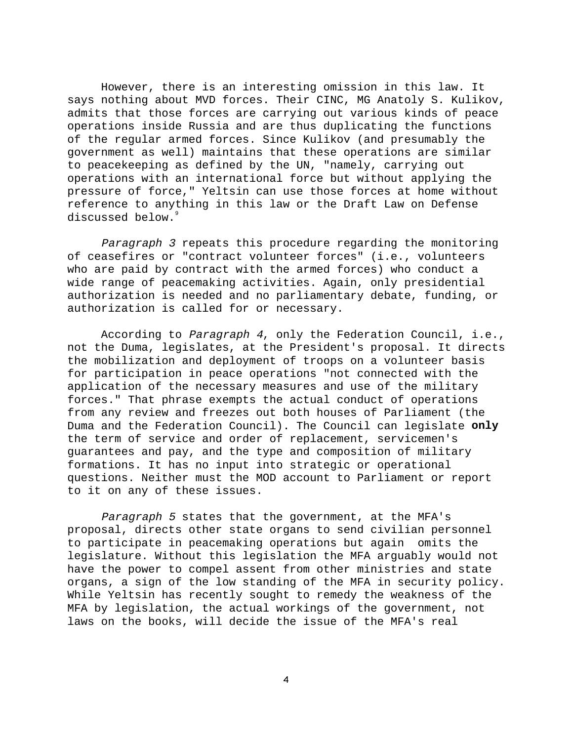However, there is an interesting omission in this law. It says nothing about MVD forces. Their CINC, MG Anatoly S. Kulikov, admits that those forces are carrying out various kinds of peace operations inside Russia and are thus duplicating the functions of the regular armed forces. Since Kulikov (and presumably the government as well) maintains that these operations are similar to peacekeeping as defined by the UN, "namely, carrying out operations with an international force but without applying the pressure of force," Yeltsin can use those forces at home without reference to anything in this law or the Draft Law on Defense discussed below.[9]

*Paragraph 3* repeats this procedure regarding the monitoring of ceasefires or "contract volunteer forces" (i.e., volunteers who are paid by contract with the armed forces) who conduct a wide range of peacemaking activities. Again, only presidential authorization is needed and no parliamentary debate, funding, or authorization is called for or necessary.

According to *Paragraph 4*, only the Federation Council, i.e., not the Duma, legislates, at the President's proposal. It directs the mobilization and deployment of troops on a volunteer basis for participation in peace operations "not connected with the application of the necessary measures and use of the military forces." That phrase exempts the actual conduct of operations from any review and freezes out both houses of Parliament (the Duma and the Federation Council). The Council can legislate **only** the term of service and order of replacement, servicemen's guarantees and pay, and the type and composition of military formations. It has no input into strategic or operational questions. Neither must the MOD account to Parliament or report to it on any of these issues.

*Paragraph 5* states that the government, at the MFA's proposal, directs other state organs to send civilian personnel to participate in peacemaking operations but again omits the legislature. Without this legislation the MFA arguably would not have the power to compel assent from other ministries and state organs, a sign of the low standing of the MFA in security policy. While Yeltsin has recently sought to remedy the weakness of the MFA by legislation, the actual workings of the government, not laws on the books, will decide the issue of the MFA's real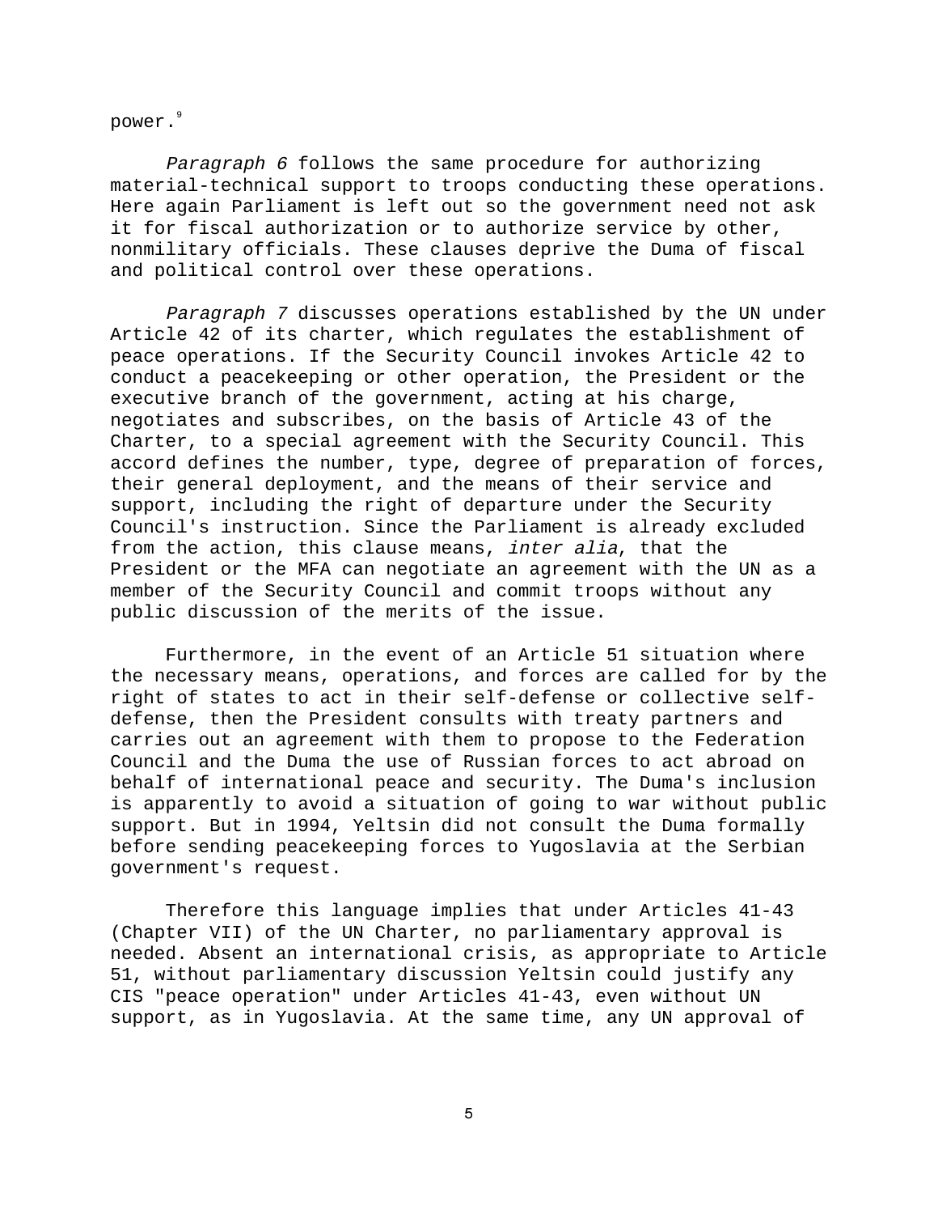power.[9]

*Paragraph 6* follows the same procedure for authorizing material-technical support to troops conducting these operations. Here again Parliament is left out so the government need not ask it for fiscal authorization or to authorize service by other, nonmilitary officials. These clauses deprive the Duma of fiscal and political control over these operations.

*Paragraph 7* discusses operations established by the UN under Article 42 of its charter, which regulates the establishment of peace operations. If the Security Council invokes Article 42 to conduct a peacekeeping or other operation, the President or the executive branch of the government, acting at his charge, negotiates and subscribes, on the basis of Article 43 of the Charter, to a special agreement with the Security Council. This accord defines the number, type, degree of preparation of forces, their general deployment, and the means of their service and support, including the right of departure under the Security Council's instruction. Since the Parliament is already excluded from the action, this clause means, *inter alia*, that the President or the MFA can negotiate an agreement with the UN as a member of the Security Council and commit troops without any public discussion of the merits of the issue.

Furthermore, in the event of an Article 51 situation where the necessary means, operations, and forces are called for by the right of states to act in their self-defense or collective self-defense, then the President consults with treaty partners and carries out an agreement with them to propose to the Federation Council and the Duma the use of Russian forces to act abroad on behalf of international peace and security. The Duma's inclusion is apparently to avoid a situation of going to war without public support. But in 1994, Yeltsin did not consult the Duma formally before sending peacekeeping forces to Yugoslavia at the Serbian government's request.

Therefore this language implies that under Articles 41-43 (Chapter VII) of the UN Charter, no parliamentary approval is needed. Absent an international crisis, as appropriate to Article 51, without parliamentary discussion Yeltsin could justify any CIS "peace operation" under Articles 41-43, even without UN support, as in Yugoslavia. At the same time, any UN approval of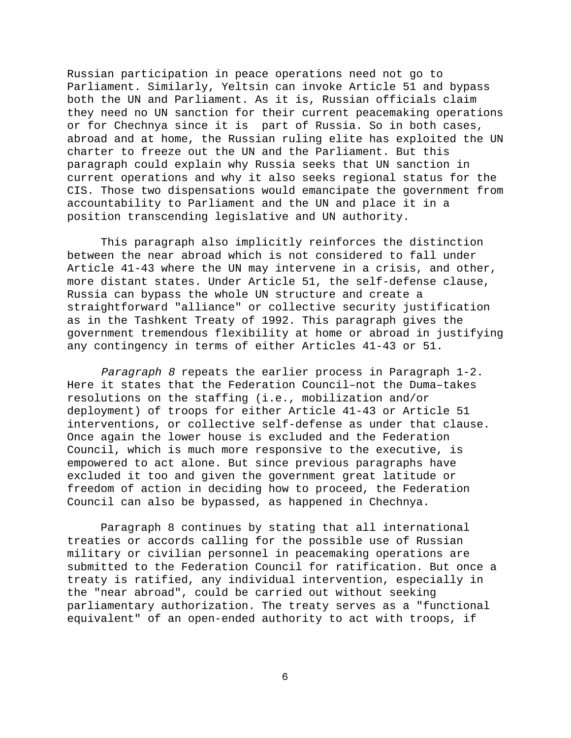Russian participation in peace operations need not go to Parliament. Similarly, Yeltsin can invoke Article 51 and bypass both the UN and Parliament. As it is, Russian officials claim they need no UN sanction for their current peacemaking operations or for Chechnya since it is part of Russia. So in both cases, abroad and at home, the Russian ruling elite has exploited the UN charter to freeze out the UN and the Parliament. But this paragraph could explain why Russia seeks that UN sanction in current operations and why it also seeks regional status for the CIS. Those two dispensations would emancipate the government from accountability to Parliament and the UN and place it in a position transcending legislative and UN authority.

This paragraph also implicitly reinforces the distinction between the near abroad which is not considered to fall under Article 41-43 where the UN may intervene in a crisis, and other, more distant states. Under Article 51, the self-defense clause, Russia can bypass the whole UN structure and create a straightforward "alliance" or collective security justification as in the Tashkent Treaty of 1992. This paragraph gives the government tremendous flexibility at home or abroad in justifying any contingency in terms of either Articles 41-43 or 51.

*Paragraph 8* repeats the earlier process in Paragraph 1-2. Here it states that the Federation Council–not the Duma–takes resolutions on the staffing (i.e., mobilization and/or deployment) of troops for either Article 41-43 or Article 51 interventions, or collective self-defense as under that clause. Once again the lower house is excluded and the Federation Council, which is much more responsive to the executive, is empowered to act alone. But since previous paragraphs have excluded it too and given the government great latitude or freedom of action in deciding how to proceed, the Federation Council can also be bypassed, as happened in Chechnya.

Paragraph 8 continues by stating that all international treaties or accords calling for the possible use of Russian military or civilian personnel in peacemaking operations are submitted to the Federation Council for ratification. But once a treaty is ratified, any individual intervention, especially in the "near abroad", could be carried out without seeking parliamentary authorization. The treaty serves as a "functional equivalent" of an open-ended authority to act with troops, if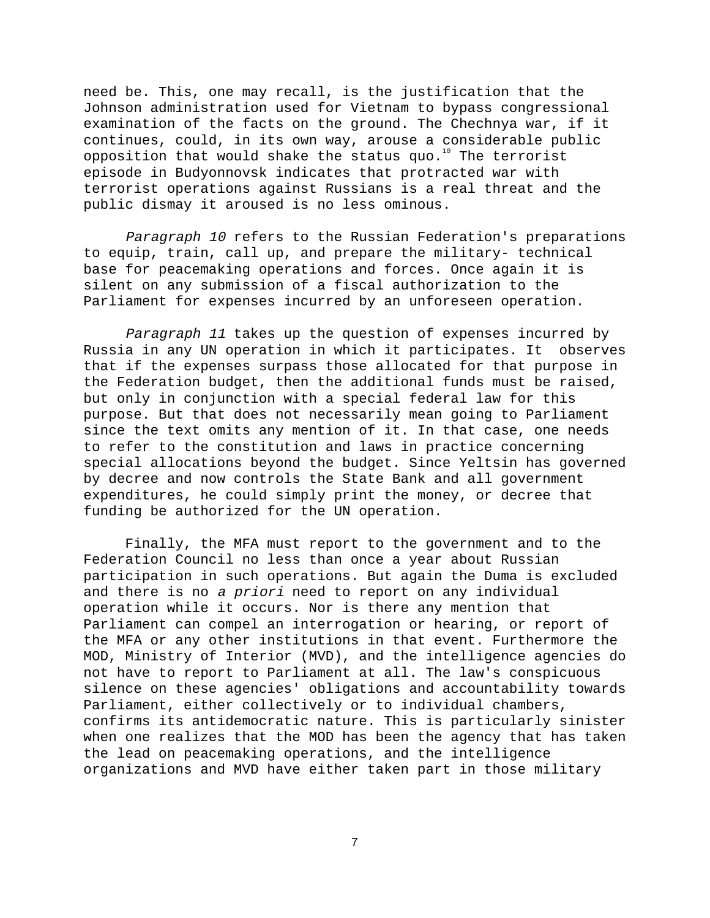need be. This, one may recall, is the justification that the Johnson administration used for Vietnam to bypass congressional examination of the facts on the ground. The Chechnya war, if it continues, could, in its own way, arouse a considerable public opposition that would shake the status quo.[10] The terrorist episode in Budyonnovsk indicates that protracted war with terrorist operations against Russians is a real threat and the public dismay it aroused is no less ominous.

*Paragraph 10* refers to the Russian Federation's preparations to equip, train, call up, and prepare the military- technical base for peacemaking operations and forces. Once again it is silent on any submission of a fiscal authorization to the Parliament for expenses incurred by an unforeseen operation.

*Paragraph 11* takes up the question of expenses incurred by Russia in any UN operation in which it participates. It observes that if the expenses surpass those allocated for that purpose in the Federation budget, then the additional funds must be raised, but only in conjunction with a special federal law for this purpose. But that does not necessarily mean going to Parliament since the text omits any mention of it. In that case, one needs to refer to the constitution and laws in practice concerning special allocations beyond the budget. Since Yeltsin has governed by decree and now controls the State Bank and all government expenditures, he could simply print the money, or decree that funding be authorized for the UN operation.

Finally, the MFA must report to the government and to the Federation Council no less than once a year about Russian participation in such operations. But again the Duma is excluded and there is no *a priori* need to report on any individual operation while it occurs. Nor is there any mention that Parliament can compel an interrogation or hearing, or report of the MFA or any other institutions in that event. Furthermore the MOD, Ministry of Interior (MVD), and the intelligence agencies do not have to report to Parliament at all. The law's conspicuous silence on these agencies' obligations and accountability towards Parliament, either collectively or to individual chambers, confirms its antidemocratic nature. This is particularly sinister when one realizes that the MOD has been the agency that has taken the lead on peacemaking operations, and the intelligence organizations and MVD have either taken part in those military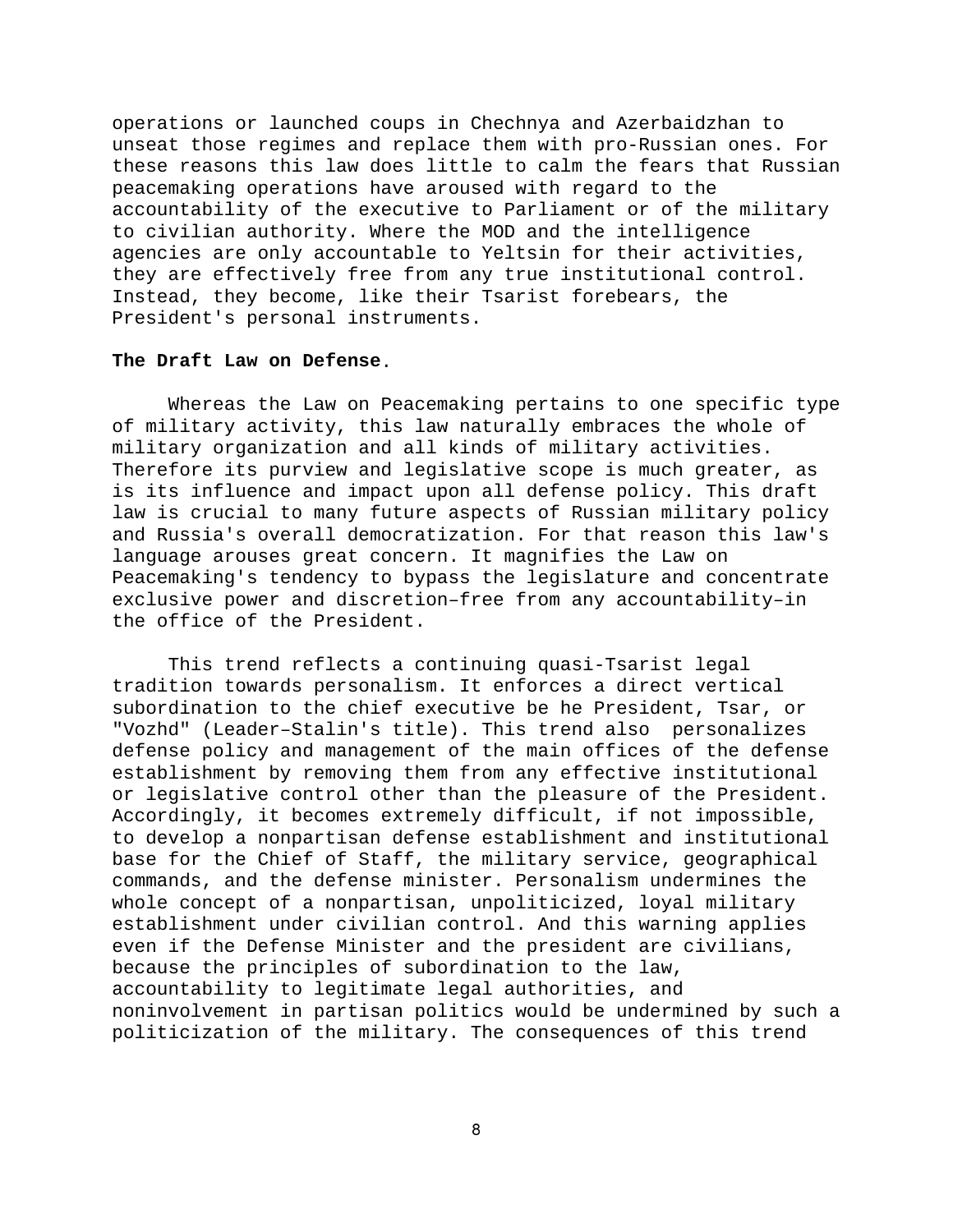operations or launched coups in Chechnya and Azerbaidzhan to unseat those regimes and replace them with pro-Russian ones. For these reasons this law does little to calm the fears that Russian peacemaking operations have aroused with regard to the accountability of the executive to Parliament or of the military to civilian authority. Where the MOD and the intelligence agencies are only accountable to Yeltsin for their activities, they are effectively free from any true institutional control. Instead, they become, like their Tsarist forebears, the President's personal instruments.

**The Draft Law on Defense**.

Whereas the Law on Peacemaking pertains to one specific type of military activity, this law naturally embraces the whole of military organization and all kinds of military activities. Therefore its purview and legislative scope is much greater, as is its influence and impact upon all defense policy. This draft law is crucial to many future aspects of Russian military policy and Russia's overall democratization. For that reason this law's language arouses great concern. It magnifies the Law on Peacemaking's tendency to bypass the legislature and concentrate exclusive power and discretion–free from any accountability–in the office of the President.

This trend reflects a continuing quasi-Tsarist legal tradition towards personalism. It enforces a direct vertical subordination to the chief executive be he President, Tsar, or "Vozhd" (Leader–Stalin's title). This trend also personalizes defense policy and management of the main offices of the defense establishment by removing them from any effective institutional or legislative control other than the pleasure of the President. Accordingly, it becomes extremely difficult, if not impossible, to develop a nonpartisan defense establishment and institutional base for the Chief of Staff, the military service, geographical commands, and the defense minister. Personalism undermines the whole concept of a nonpartisan, unpoliticized, loyal military establishment under civilian control. And this warning applies even if the Defense Minister and the president are civilians, because the principles of subordination to the law, accountability to legitimate legal authorities, and noninvolvement in partisan politics would be undermined by such a politicization of the military. The consequences of this trend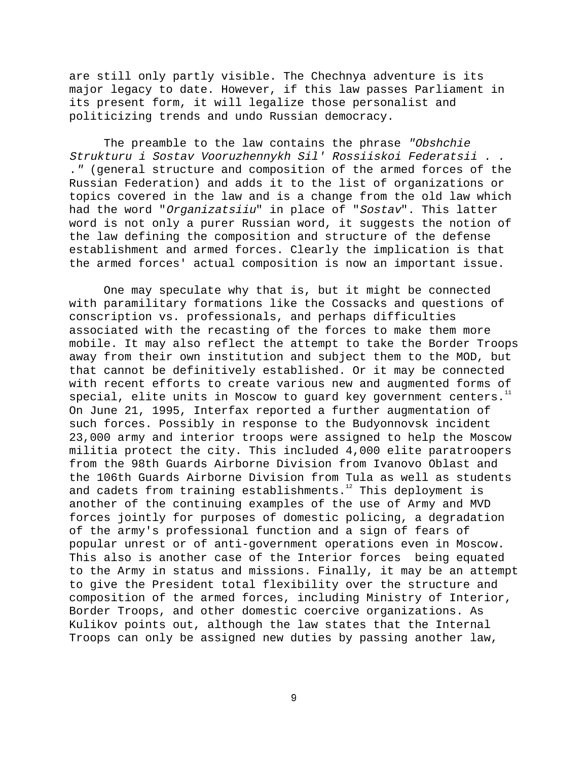are still only partly visible. The Chechnya adventure is its major legacy to date. However, if this law passes Parliament in its present form, it will legalize those personalist and politicizing trends and undo Russian democracy.

The preamble to the law contains the phrase *"Obshchie Strukturu i Sostav Vooruzhennykh Sil' Rossiiskoi Federatsii . . ."* (general structure and composition of the armed forces of the Russian Federation) and adds it to the list of organizations or topics covered in the law and is a change from the old law which had the word "*Organizatsiiu*" in place of "*Sostav*". This latter word is not only a purer Russian word, it suggests the notion of the law defining the composition and structure of the defense establishment and armed forces. Clearly the implication is that the armed forces' actual composition is now an important issue.

One may speculate why that is, but it might be connected with paramilitary formations like the Cossacks and questions of conscription vs. professionals, and perhaps difficulties associated with the recasting of the forces to make them more mobile. It may also reflect the attempt to take the Border Troops away from their own institution and subject them to the MOD, but that cannot be definitively established. Or it may be connected with recent efforts to create various new and augmented forms of special, elite units in Moscow to guard key government centers.[11] On June 21, 1995, Interfax reported a further augmentation of such forces. Possibly in response to the Budyonnovsk incident 23,000 army and interior troops were assigned to help the Moscow militia protect the city. This included 4,000 elite paratroopers from the 98th Guards Airborne Division from Ivanovo Oblast and the 106th Guards Airborne Division from Tula as well as students and cadets from training establishments.[12] This deployment is another of the continuing examples of the use of Army and MVD forces jointly for purposes of domestic policing, a degradation of the army's professional function and a sign of fears of popular unrest or of anti-government operations even in Moscow. This also is another case of the Interior forces being equated to the Army in status and missions. Finally, it may be an attempt to give the President total flexibility over the structure and composition of the armed forces, including Ministry of Interior, Border Troops, and other domestic coercive organizations. As Kulikov points out, although the law states that the Internal Troops can only be assigned new duties by passing another law,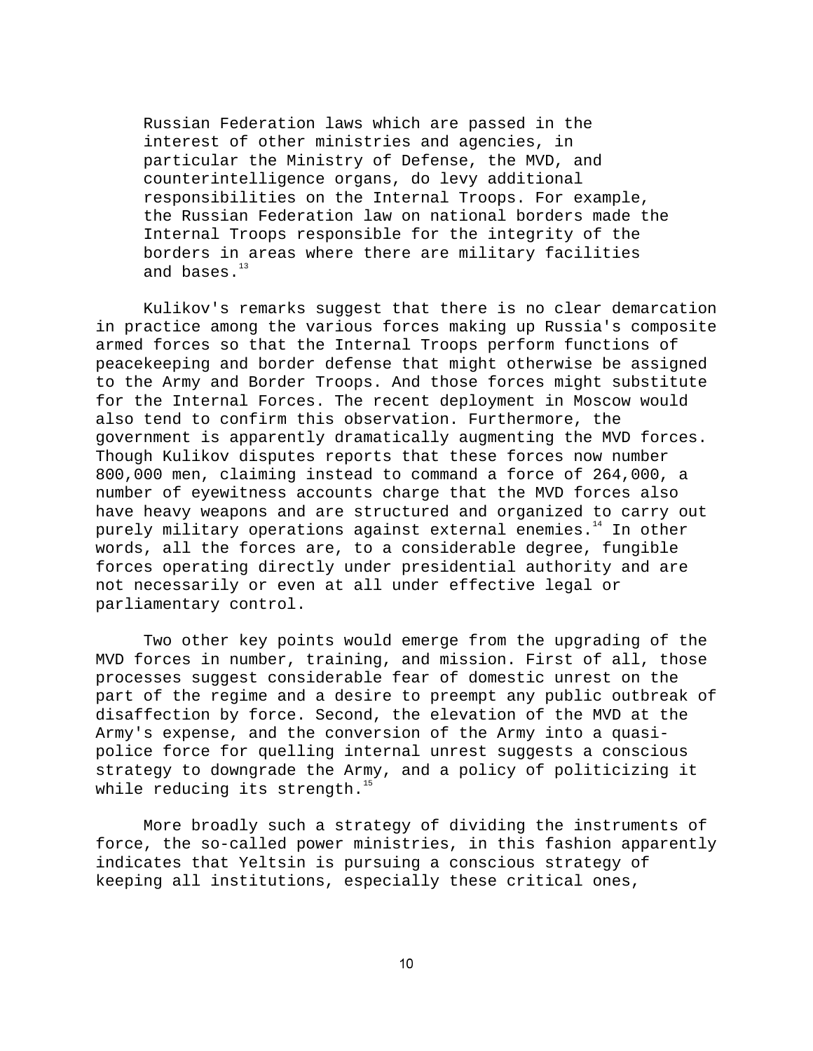> Russian Federation laws which are passed in the interest of other ministries and agencies, in particular the Ministry of Defense, the MVD, and counterintelligence organs, do levy additional responsibilities on the Internal Troops. For example, the Russian Federation law on national borders made the Internal Troops responsible for the integrity of the borders in areas where there are military facilities and bases.[13]

Kulikov's remarks suggest that there is no clear demarcation in practice among the various forces making up Russia's composite armed forces so that the Internal Troops perform functions of peacekeeping and border defense that might otherwise be assigned to the Army and Border Troops. And those forces might substitute for the Internal Forces. The recent deployment in Moscow would also tend to confirm this observation. Furthermore, the government is apparently dramatically augmenting the MVD forces. Though Kulikov disputes reports that these forces now number 800,000 men, claiming instead to command a force of 264,000, a number of eyewitness accounts charge that the MVD forces also have heavy weapons and are structured and organized to carry out purely military operations against external enemies.[14] In other words, all the forces are, to a considerable degree, fungible forces operating directly under presidential authority and are not necessarily or even at all under effective legal or parliamentary control.

Two other key points would emerge from the upgrading of the MVD forces in number, training, and mission. First of all, those processes suggest considerable fear of domestic unrest on the part of the regime and a desire to preempt any public outbreak of disaffection by force. Second, the elevation of the MVD at the Army's expense, and the conversion of the Army into a quasi-police force for quelling internal unrest suggests a conscious strategy to downgrade the Army, and a policy of politicizing it while reducing its strength.[15]

More broadly such a strategy of dividing the instruments of force, the so-called power ministries, in this fashion apparently indicates that Yeltsin is pursuing a conscious strategy of keeping all institutions, especially these critical ones,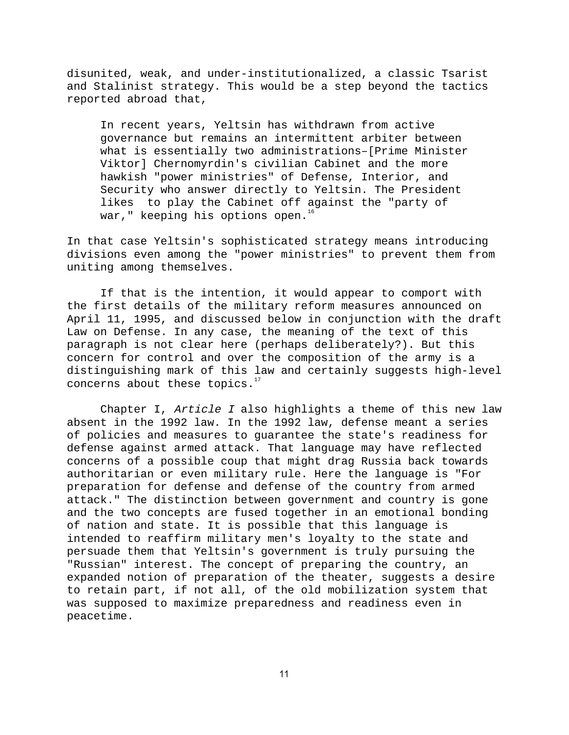disunited, weak, and under-institutionalized, a classic Tsarist and Stalinist strategy. This would be a step beyond the tactics reported abroad that,

> In recent years, Yeltsin has withdrawn from active governance but remains an intermittent arbiter between what is essentially two administrations–[Prime Minister Viktor] Chernomyrdin's civilian Cabinet and the more hawkish "power ministries" of Defense, Interior, and Security who answer directly to Yeltsin. The President likes to play the Cabinet off against the "party of war," keeping his options open.[16]

In that case Yeltsin's sophisticated strategy means introducing divisions even among the "power ministries" to prevent them from uniting among themselves.

If that is the intention, it would appear to comport with the first details of the military reform measures announced on April 11, 1995, and discussed below in conjunction with the draft Law on Defense. In any case, the meaning of the text of this paragraph is not clear here (perhaps deliberately?). But this concern for control and over the composition of the army is a distinguishing mark of this law and certainly suggests high-level concerns about these topics.[17]

Chapter I, *Article I* also highlights a theme of this new law absent in the 1992 law. In the 1992 law, defense meant a series of policies and measures to guarantee the state's readiness for defense against armed attack. That language may have reflected concerns of a possible coup that might drag Russia back towards authoritarian or even military rule. Here the language is "For preparation for defense and defense of the country from armed attack." The distinction between government and country is gone and the two concepts are fused together in an emotional bonding of nation and state. It is possible that this language is intended to reaffirm military men's loyalty to the state and persuade them that Yeltsin's government is truly pursuing the "Russian" interest. The concept of preparing the country, an expanded notion of preparation of the theater, suggests a desire to retain part, if not all, of the old mobilization system that was supposed to maximize preparedness and readiness even in peacetime.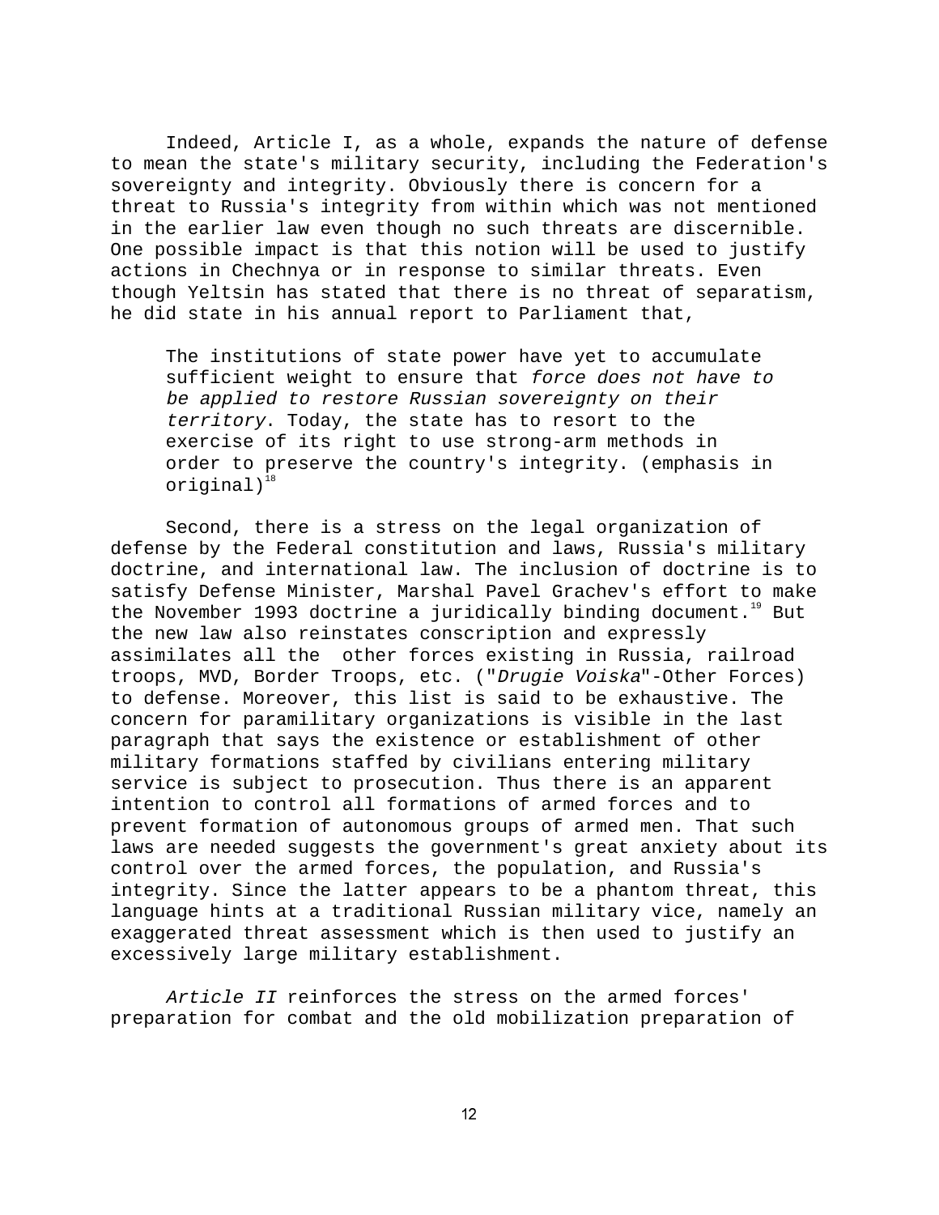Indeed, Article I, as a whole, expands the nature of defense to mean the state's military security, including the Federation's sovereignty and integrity. Obviously there is concern for a threat to Russia's integrity from within which was not mentioned in the earlier law even though no such threats are discernible. One possible impact is that this notion will be used to justify actions in Chechnya or in response to similar threats. Even though Yeltsin has stated that there is no threat of separatism, he did state in his annual report to Parliament that,

> The institutions of state power have yet to accumulate sufficient weight to ensure that *force does not have to be applied to restore Russian sovereignty on their territory*. Today, the state has to resort to the exercise of its right to use strong-arm methods in order to preserve the country's integrity. (emphasis in original)[18]

Second, there is a stress on the legal organization of defense by the Federal constitution and laws, Russia's military doctrine, and international law. The inclusion of doctrine is to satisfy Defense Minister, Marshal Pavel Grachev's effort to make the November 1993 doctrine a juridically binding document.[19] But the new law also reinstates conscription and expressly assimilates all the other forces existing in Russia, railroad troops, MVD, Border Troops, etc. ("*Drugie Voiska*"-Other Forces) to defense. Moreover, this list is said to be exhaustive. The concern for paramilitary organizations is visible in the last paragraph that says the existence or establishment of other military formations staffed by civilians entering military service is subject to prosecution. Thus there is an apparent intention to control all formations of armed forces and to prevent formation of autonomous groups of armed men. That such laws are needed suggests the government's great anxiety about its control over the armed forces, the population, and Russia's integrity. Since the latter appears to be a phantom threat, this language hints at a traditional Russian military vice, namely an exaggerated threat assessment which is then used to justify an excessively large military establishment.

*Article II* reinforces the stress on the armed forces' preparation for combat and the old mobilization preparation of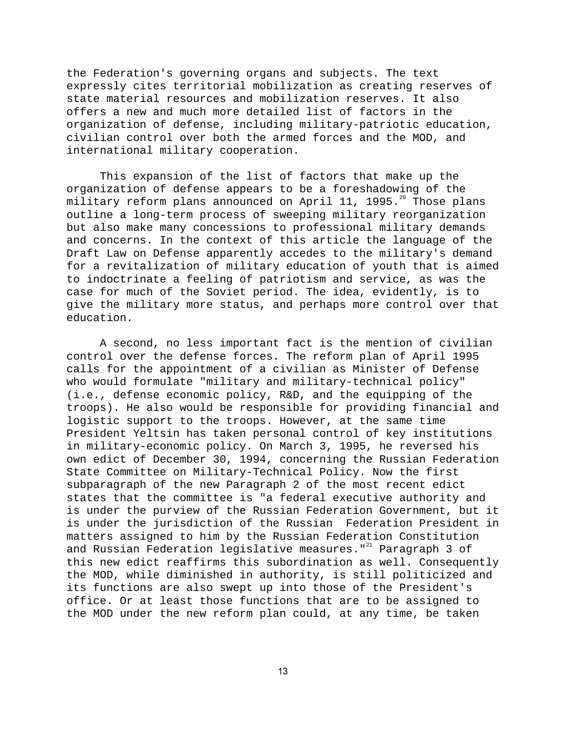the Federation's governing organs and subjects. The text expressly cites territorial mobilization as creating reserves of state material resources and mobilization reserves. It also offers a new and much more detailed list of factors in the organization of defense, including military-patriotic education, civilian control over both the armed forces and the MOD, and international military cooperation.

This expansion of the list of factors that make up the organization of defense appears to be a foreshadowing of the military reform plans announced on April 11, 1995.[20] Those plans outline a long-term process of sweeping military reorganization but also make many concessions to professional military demands and concerns. In the context of this article the language of the Draft Law on Defense apparently accedes to the military's demand for a revitalization of military education of youth that is aimed to indoctrinate a feeling of patriotism and service, as was the case for much of the Soviet period. The idea, evidently, is to give the military more status, and perhaps more control over that education.

A second, no less important fact is the mention of civilian control over the defense forces. The reform plan of April 1995 calls for the appointment of a civilian as Minister of Defense who would formulate "military and military-technical policy" (i.e., defense economic policy, R&D, and the equipping of the troops). He also would be responsible for providing financial and logistic support to the troops. However, at the same time President Yeltsin has taken personal control of key institutions in military-economic policy. On March 3, 1995, he reversed his own edict of December 30, 1994, concerning the Russian Federation State Committee on Military-Technical Policy. Now the first subparagraph of the new Paragraph 2 of the most recent edict states that the committee is "a federal executive authority and is under the purview of the Russian Federation Government, but it is under the jurisdiction of the Russian Federation President in matters assigned to him by the Russian Federation Constitution and Russian Federation legislative measures."[21] Paragraph 3 of this new edict reaffirms this subordination as well. Consequently the MOD, while diminished in authority, is still politicized and its functions are also swept up into those of the President's office. Or at least those functions that are to be assigned to the MOD under the new reform plan could, at any time, be taken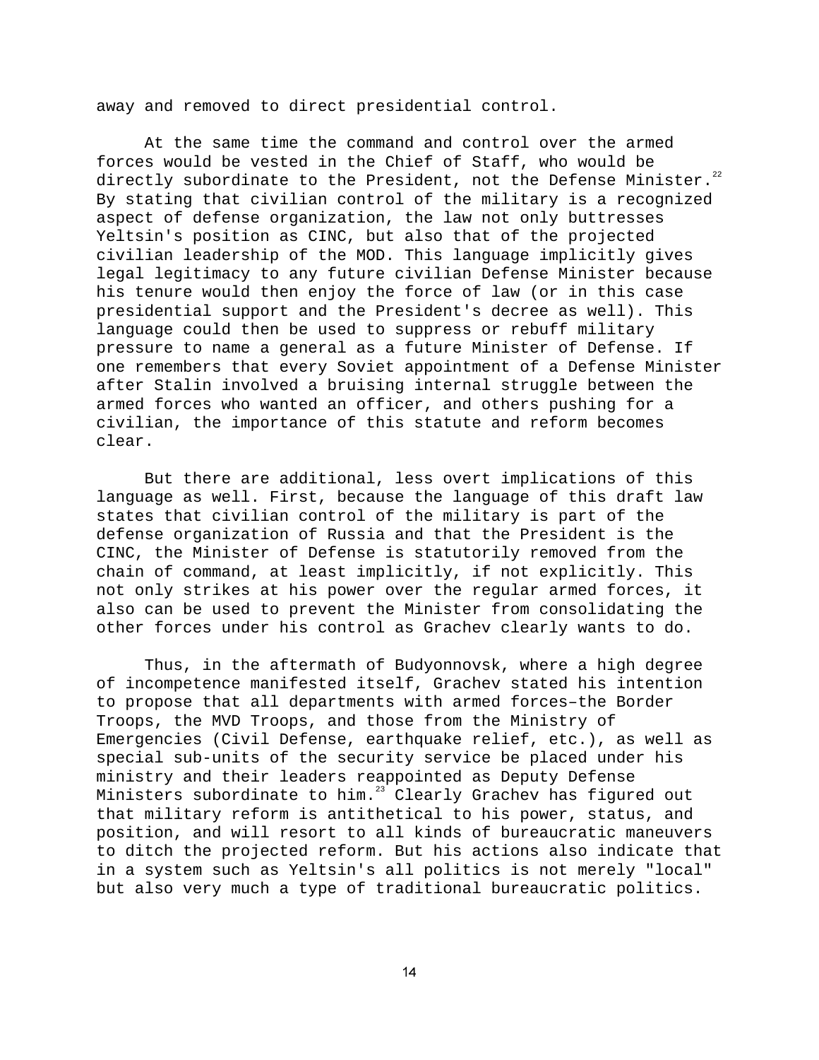away and removed to direct presidential control.

At the same time the command and control over the armed forces would be vested in the Chief of Staff, who would be directly subordinate to the President, not the Defense Minister.[22] By stating that civilian control of the military is a recognized aspect of defense organization, the law not only buttresses Yeltsin's position as CINC, but also that of the projected civilian leadership of the MOD. This language implicitly gives legal legitimacy to any future civilian Defense Minister because his tenure would then enjoy the force of law (or in this case presidential support and the President's decree as well). This language could then be used to suppress or rebuff military pressure to name a general as a future Minister of Defense. If one remembers that every Soviet appointment of a Defense Minister after Stalin involved a bruising internal struggle between the armed forces who wanted an officer, and others pushing for a civilian, the importance of this statute and reform becomes clear.

But there are additional, less overt implications of this language as well. First, because the language of this draft law states that civilian control of the military is part of the defense organization of Russia and that the President is the CINC, the Minister of Defense is statutorily removed from the chain of command, at least implicitly, if not explicitly. This not only strikes at his power over the regular armed forces, it also can be used to prevent the Minister from consolidating the other forces under his control as Grachev clearly wants to do.

Thus, in the aftermath of Budyonnovsk, where a high degree of incompetence manifested itself, Grachev stated his intention to propose that all departments with armed forces–the Border Troops, the MVD Troops, and those from the Ministry of Emergencies (Civil Defense, earthquake relief, etc.), as well as special sub-units of the security service be placed under his ministry and their leaders reappointed as Deputy Defense Ministers subordinate to him.[23] Clearly Grachev has figured out that military reform is antithetical to his power, status, and position, and will resort to all kinds of bureaucratic maneuvers to ditch the projected reform. But his actions also indicate that in a system such as Yeltsin's all politics is not merely "local" but also very much a type of traditional bureaucratic politics.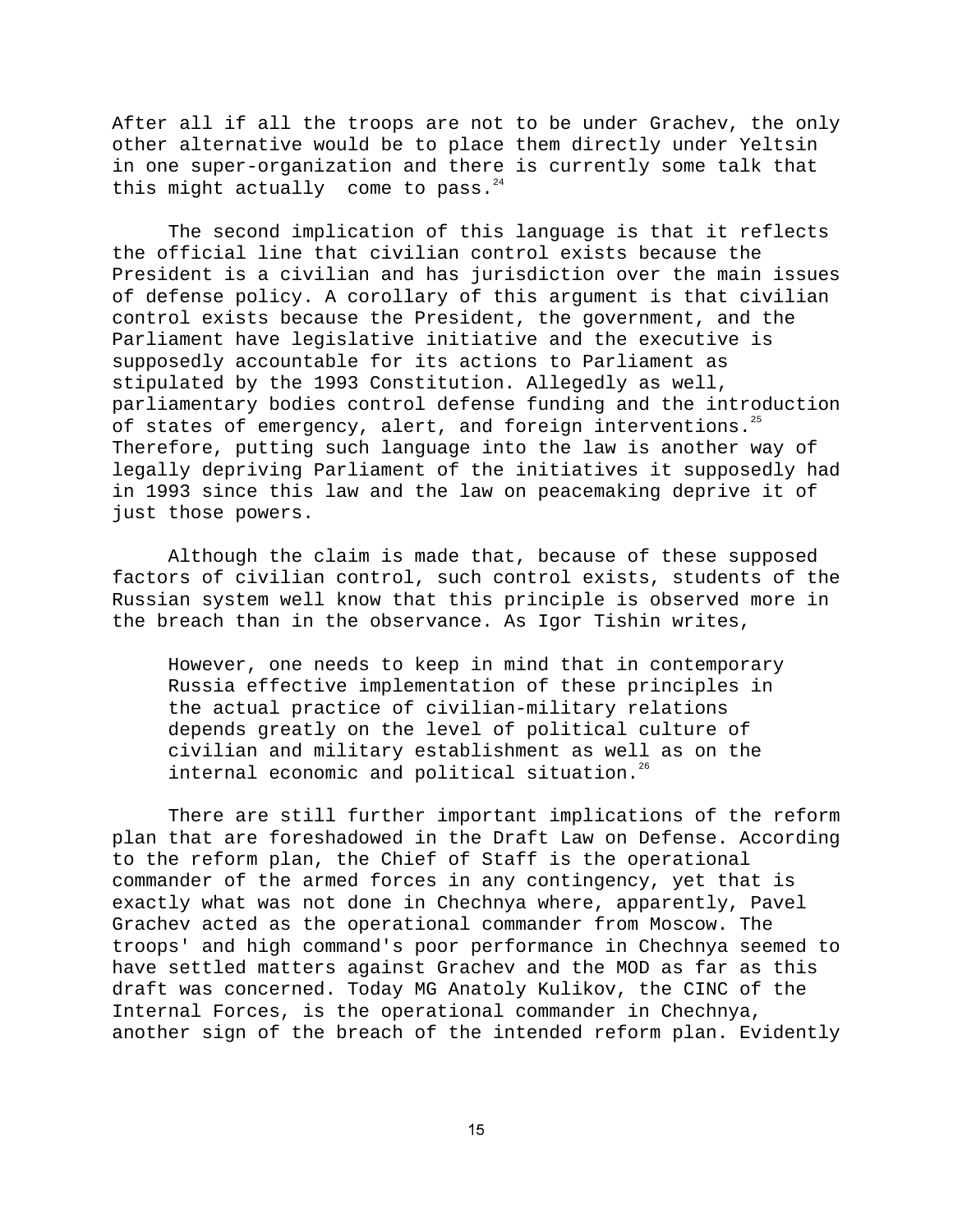After all if all the troops are not to be under Grachev, the only other alternative would be to place them directly under Yeltsin in one super-organization and there is currently some talk that this might actually come to pass.[24]

The second implication of this language is that it reflects the official line that civilian control exists because the President is a civilian and has jurisdiction over the main issues of defense policy. A corollary of this argument is that civilian control exists because the President, the government, and the Parliament have legislative initiative and the executive is supposedly accountable for its actions to Parliament as stipulated by the 1993 Constitution. Allegedly as well, parliamentary bodies control defense funding and the introduction of states of emergency, alert, and foreign interventions.[25] Therefore, putting such language into the law is another way of legally depriving Parliament of the initiatives it supposedly had in 1993 since this law and the law on peacemaking deprive it of just those powers.

Although the claim is made that, because of these supposed factors of civilian control, such control exists, students of the Russian system well know that this principle is observed more in the breach than in the observance. As Igor Tishin writes,

> However, one needs to keep in mind that in contemporary Russia effective implementation of these principles in the actual practice of civilian-military relations depends greatly on the level of political culture of civilian and military establishment as well as on the internal economic and political situation.[26]

There are still further important implications of the reform plan that are foreshadowed in the Draft Law on Defense. According to the reform plan, the Chief of Staff is the operational commander of the armed forces in any contingency, yet that is exactly what was not done in Chechnya where, apparently, Pavel Grachev acted as the operational commander from Moscow. The troops' and high command's poor performance in Chechnya seemed to have settled matters against Grachev and the MOD as far as this draft was concerned. Today MG Anatoly Kulikov, the CINC of the Internal Forces, is the operational commander in Chechnya, another sign of the breach of the intended reform plan. Evidently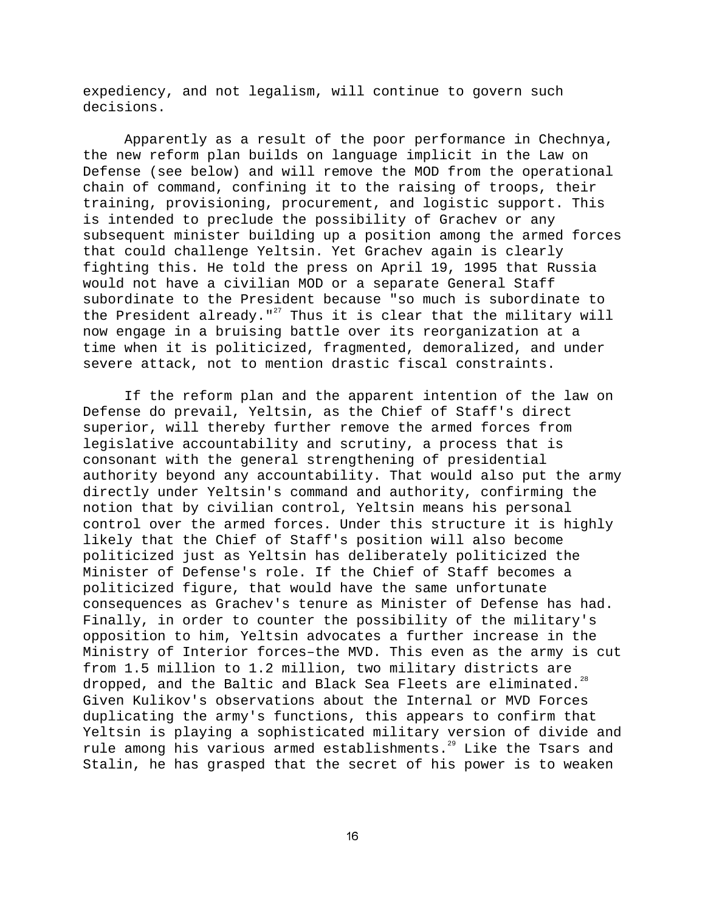expediency, and not legalism, will continue to govern such decisions.

Apparently as a result of the poor performance in Chechnya, the new reform plan builds on language implicit in the Law on Defense (see below) and will remove the MOD from the operational chain of command, confining it to the raising of troops, their training, provisioning, procurement, and logistic support. This is intended to preclude the possibility of Grachev or any subsequent minister building up a position among the armed forces that could challenge Yeltsin. Yet Grachev again is clearly fighting this. He told the press on April 19, 1995 that Russia would not have a civilian MOD or a separate General Staff subordinate to the President because "so much is subordinate to the President already."[27] Thus it is clear that the military will now engage in a bruising battle over its reorganization at a time when it is politicized, fragmented, demoralized, and under severe attack, not to mention drastic fiscal constraints.

If the reform plan and the apparent intention of the law on Defense do prevail, Yeltsin, as the Chief of Staff's direct superior, will thereby further remove the armed forces from legislative accountability and scrutiny, a process that is consonant with the general strengthening of presidential authority beyond any accountability. That would also put the army directly under Yeltsin's command and authority, confirming the notion that by civilian control, Yeltsin means his personal control over the armed forces. Under this structure it is highly likely that the Chief of Staff's position will also become politicized just as Yeltsin has deliberately politicized the Minister of Defense's role. If the Chief of Staff becomes a politicized figure, that would have the same unfortunate consequences as Grachev's tenure as Minister of Defense has had. Finally, in order to counter the possibility of the military's opposition to him, Yeltsin advocates a further increase in the Ministry of Interior forces–the MVD. This even as the army is cut from 1.5 million to 1.2 million, two military districts are dropped, and the Baltic and Black Sea Fleets are eliminated.[28] Given Kulikov's observations about the Internal or MVD Forces duplicating the army's functions, this appears to confirm that Yeltsin is playing a sophisticated military version of divide and rule among his various armed establishments.[29] Like the Tsars and Stalin, he has grasped that the secret of his power is to weaken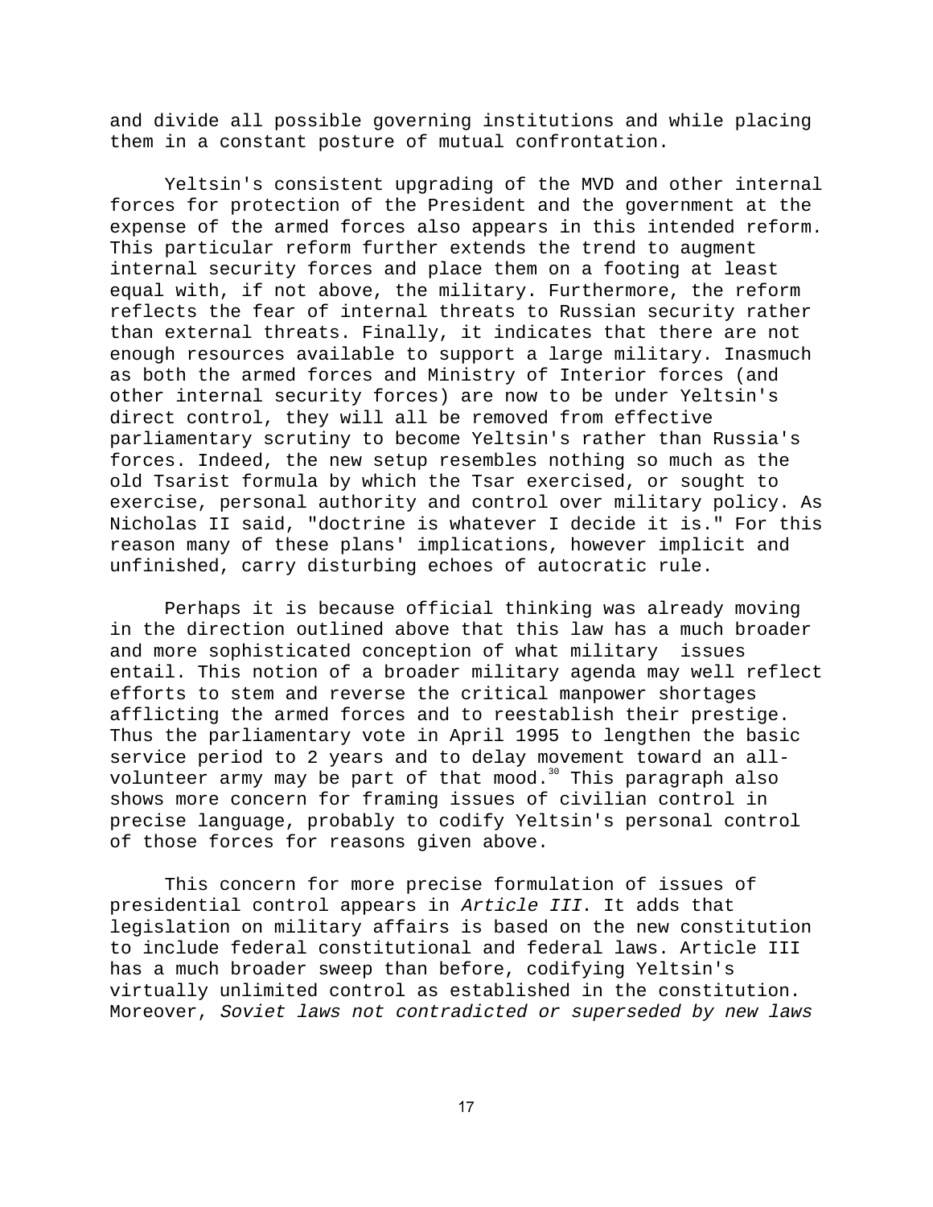and divide all possible governing institutions and while placing them in a constant posture of mutual confrontation.

Yeltsin's consistent upgrading of the MVD and other internal forces for protection of the President and the government at the expense of the armed forces also appears in this intended reform. This particular reform further extends the trend to augment internal security forces and place them on a footing at least equal with, if not above, the military. Furthermore, the reform reflects the fear of internal threats to Russian security rather than external threats. Finally, it indicates that there are not enough resources available to support a large military. Inasmuch as both the armed forces and Ministry of Interior forces (and other internal security forces) are now to be under Yeltsin's direct control, they will all be removed from effective parliamentary scrutiny to become Yeltsin's rather than Russia's forces. Indeed, the new setup resembles nothing so much as the old Tsarist formula by which the Tsar exercised, or sought to exercise, personal authority and control over military policy. As Nicholas II said, "doctrine is whatever I decide it is." For this reason many of these plans' implications, however implicit and unfinished, carry disturbing echoes of autocratic rule.

Perhaps it is because official thinking was already moving in the direction outlined above that this law has a much broader and more sophisticated conception of what military issues entail. This notion of a broader military agenda may well reflect efforts to stem and reverse the critical manpower shortages afflicting the armed forces and to reestablish their prestige. Thus the parliamentary vote in April 1995 to lengthen the basic service period to 2 years and to delay movement toward an all-volunteer army may be part of that mood.[30] This paragraph also shows more concern for framing issues of civilian control in precise language, probably to codify Yeltsin's personal control of those forces for reasons given above.

This concern for more precise formulation of issues of presidential control appears in *Article III*. It adds that legislation on military affairs is based on the new constitution to include federal constitutional and federal laws. Article III has a much broader sweep than before, codifying Yeltsin's virtually unlimited control as established in the constitution. Moreover, *Soviet laws not contradicted or superseded by new laws*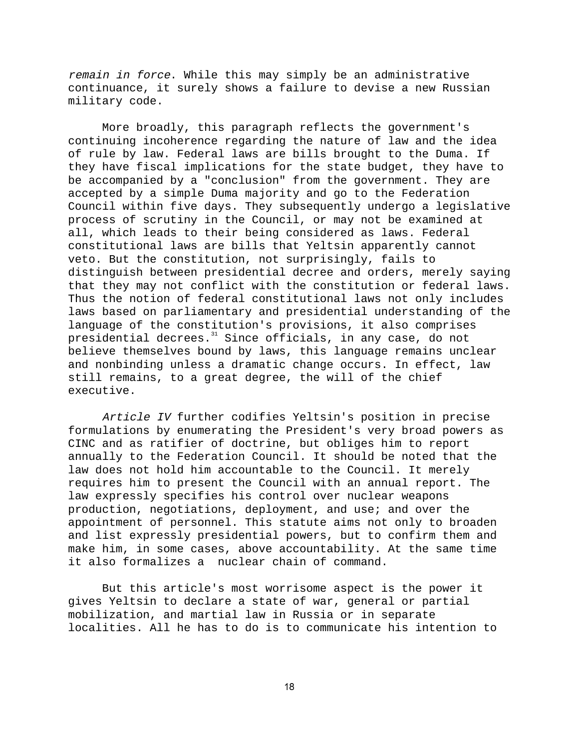*remain in force*. While this may simply be an administrative continuance, it surely shows a failure to devise a new Russian military code.

More broadly, this paragraph reflects the government's continuing incoherence regarding the nature of law and the idea of rule by law. Federal laws are bills brought to the Duma. If they have fiscal implications for the state budget, they have to be accompanied by a "conclusion" from the government. They are accepted by a simple Duma majority and go to the Federation Council within five days. They subsequently undergo a legislative process of scrutiny in the Council, or may not be examined at all, which leads to their being considered as laws. Federal constitutional laws are bills that Yeltsin apparently cannot veto. But the constitution, not surprisingly, fails to distinguish between presidential decree and orders, merely saying that they may not conflict with the constitution or federal laws. Thus the notion of federal constitutional laws not only includes laws based on parliamentary and presidential understanding of the language of the constitution's provisions, it also comprises presidential decrees.[31] Since officials, in any case, do not believe themselves bound by laws, this language remains unclear and nonbinding unless a dramatic change occurs. In effect, law still remains, to a great degree, the will of the chief executive.

*Article IV* further codifies Yeltsin's position in precise formulations by enumerating the President's very broad powers as CINC and as ratifier of doctrine, but obliges him to report annually to the Federation Council. It should be noted that the law does not hold him accountable to the Council. It merely requires him to present the Council with an annual report. The law expressly specifies his control over nuclear weapons production, negotiations, deployment, and use; and over the appointment of personnel. This statute aims not only to broaden and list expressly presidential powers, but to confirm them and make him, in some cases, above accountability. At the same time it also formalizes a nuclear chain of command.

But this article's most worrisome aspect is the power it gives Yeltsin to declare a state of war, general or partial mobilization, and martial law in Russia or in separate localities. All he has to do is to communicate his intention to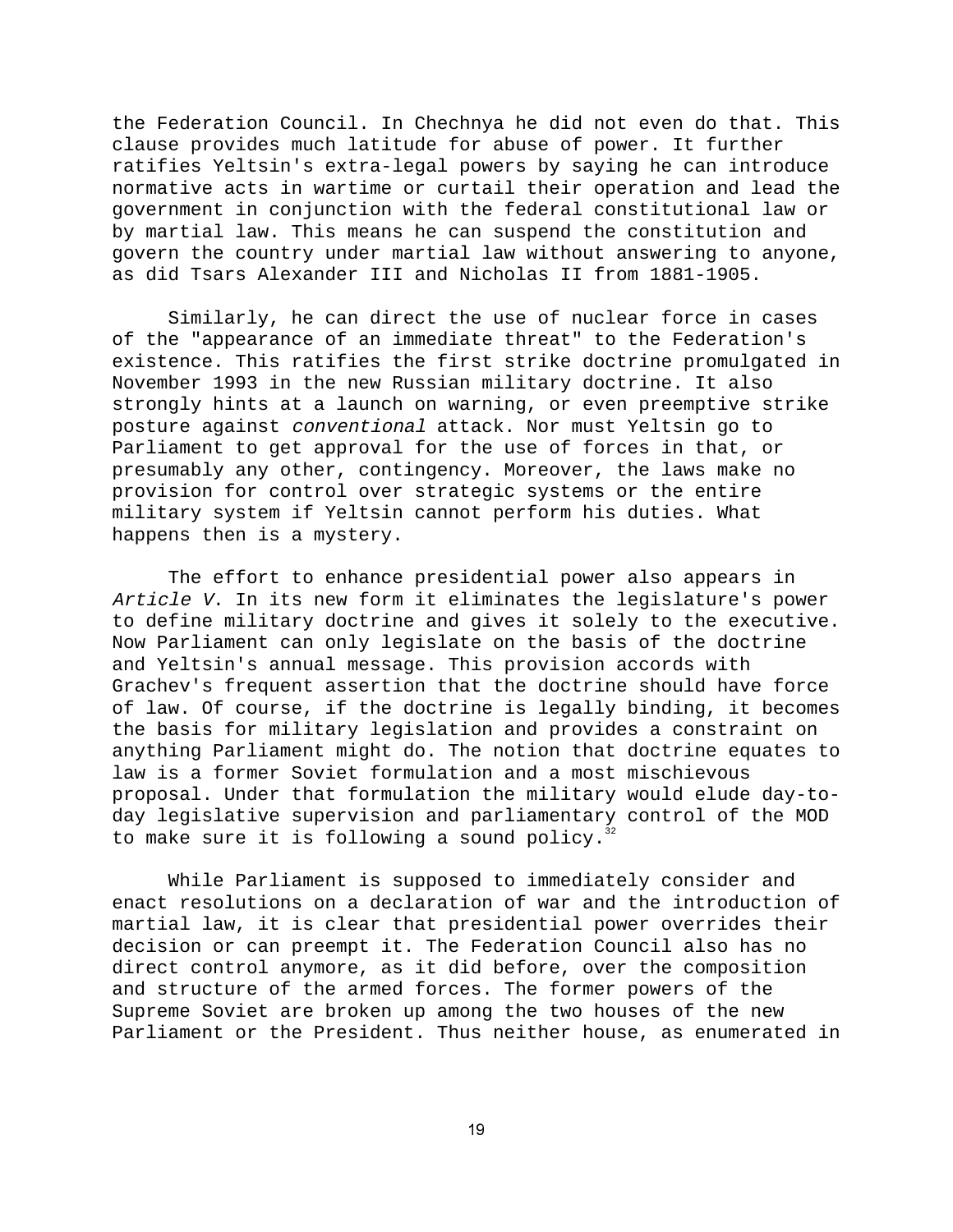the Federation Council. In Chechnya he did not even do that. This clause provides much latitude for abuse of power. It further ratifies Yeltsin's extra-legal powers by saying he can introduce normative acts in wartime or curtail their operation and lead the government in conjunction with the federal constitutional law or by martial law. This means he can suspend the constitution and govern the country under martial law without answering to anyone, as did Tsars Alexander III and Nicholas II from 1881-1905.

Similarly, he can direct the use of nuclear force in cases of the "appearance of an immediate threat" to the Federation's existence. This ratifies the first strike doctrine promulgated in November 1993 in the new Russian military doctrine. It also strongly hints at a launch on warning, or even preemptive strike posture against *conventional* attack. Nor must Yeltsin go to Parliament to get approval for the use of forces in that, or presumably any other, contingency. Moreover, the laws make no provision for control over strategic systems or the entire military system if Yeltsin cannot perform his duties. What happens then is a mystery.

The effort to enhance presidential power also appears in *Article V*. In its new form it eliminates the legislature's power to define military doctrine and gives it solely to the executive. Now Parliament can only legislate on the basis of the doctrine and Yeltsin's annual message. This provision accords with Grachev's frequent assertion that the doctrine should have force of law. Of course, if the doctrine is legally binding, it becomes the basis for military legislation and provides a constraint on anything Parliament might do. The notion that doctrine equates to law is a former Soviet formulation and a most mischievous proposal. Under that formulation the military would elude day-to-day legislative supervision and parliamentary control of the MOD to make sure it is following a sound policy.[32]

While Parliament is supposed to immediately consider and enact resolutions on a declaration of war and the introduction of martial law, it is clear that presidential power overrides their decision or can preempt it. The Federation Council also has no direct control anymore, as it did before, over the composition and structure of the armed forces. The former powers of the Supreme Soviet are broken up among the two houses of the new Parliament or the President. Thus neither house, as enumerated in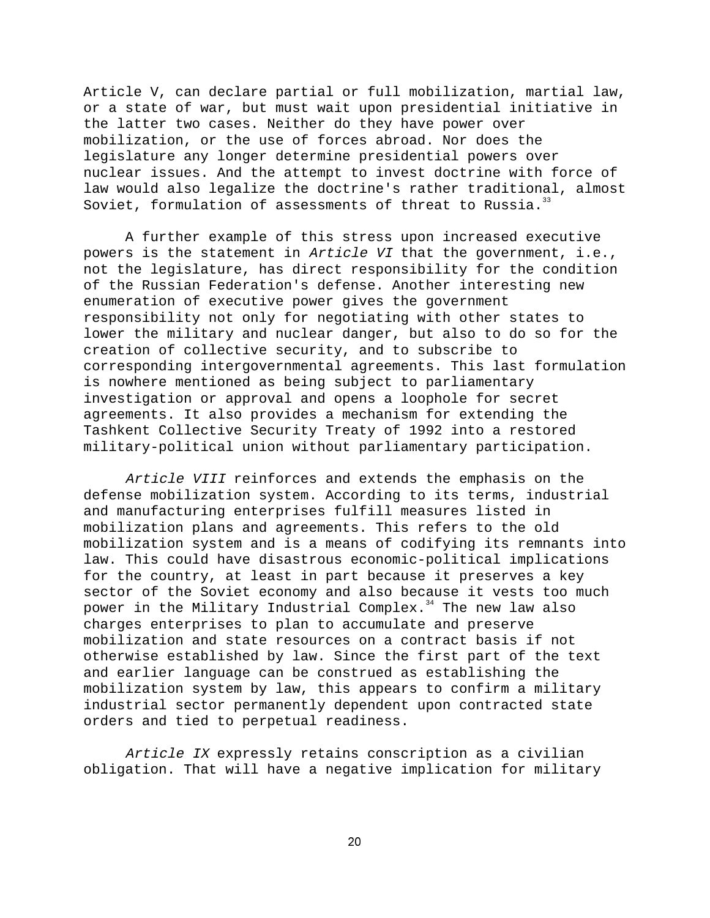Article V, can declare partial or full mobilization, martial law, or a state of war, but must wait upon presidential initiative in the latter two cases. Neither do they have power over mobilization, or the use of forces abroad. Nor does the legislature any longer determine presidential powers over nuclear issues. And the attempt to invest doctrine with force of law would also legalize the doctrine's rather traditional, almost Soviet, formulation of assessments of threat to Russia.[33]

A further example of this stress upon increased executive powers is the statement in *Article VI* that the government, i.e., not the legislature, has direct responsibility for the condition of the Russian Federation's defense. Another interesting new enumeration of executive power gives the government responsibility not only for negotiating with other states to lower the military and nuclear danger, but also to do so for the creation of collective security, and to subscribe to corresponding intergovernmental agreements. This last formulation is nowhere mentioned as being subject to parliamentary investigation or approval and opens a loophole for secret agreements. It also provides a mechanism for extending the Tashkent Collective Security Treaty of 1992 into a restored military-political union without parliamentary participation.

*Article VIII* reinforces and extends the emphasis on the defense mobilization system. According to its terms, industrial and manufacturing enterprises fulfill measures listed in mobilization plans and agreements. This refers to the old mobilization system and is a means of codifying its remnants into law. This could have disastrous economic-political implications for the country, at least in part because it preserves a key sector of the Soviet economy and also because it vests too much power in the Military Industrial Complex.[34] The new law also charges enterprises to plan to accumulate and preserve mobilization and state resources on a contract basis if not otherwise established by law. Since the first part of the text and earlier language can be construed as establishing the mobilization system by law, this appears to confirm a military industrial sector permanently dependent upon contracted state orders and tied to perpetual readiness.

*Article IX* expressly retains conscription as a civilian obligation. That will have a negative implication for military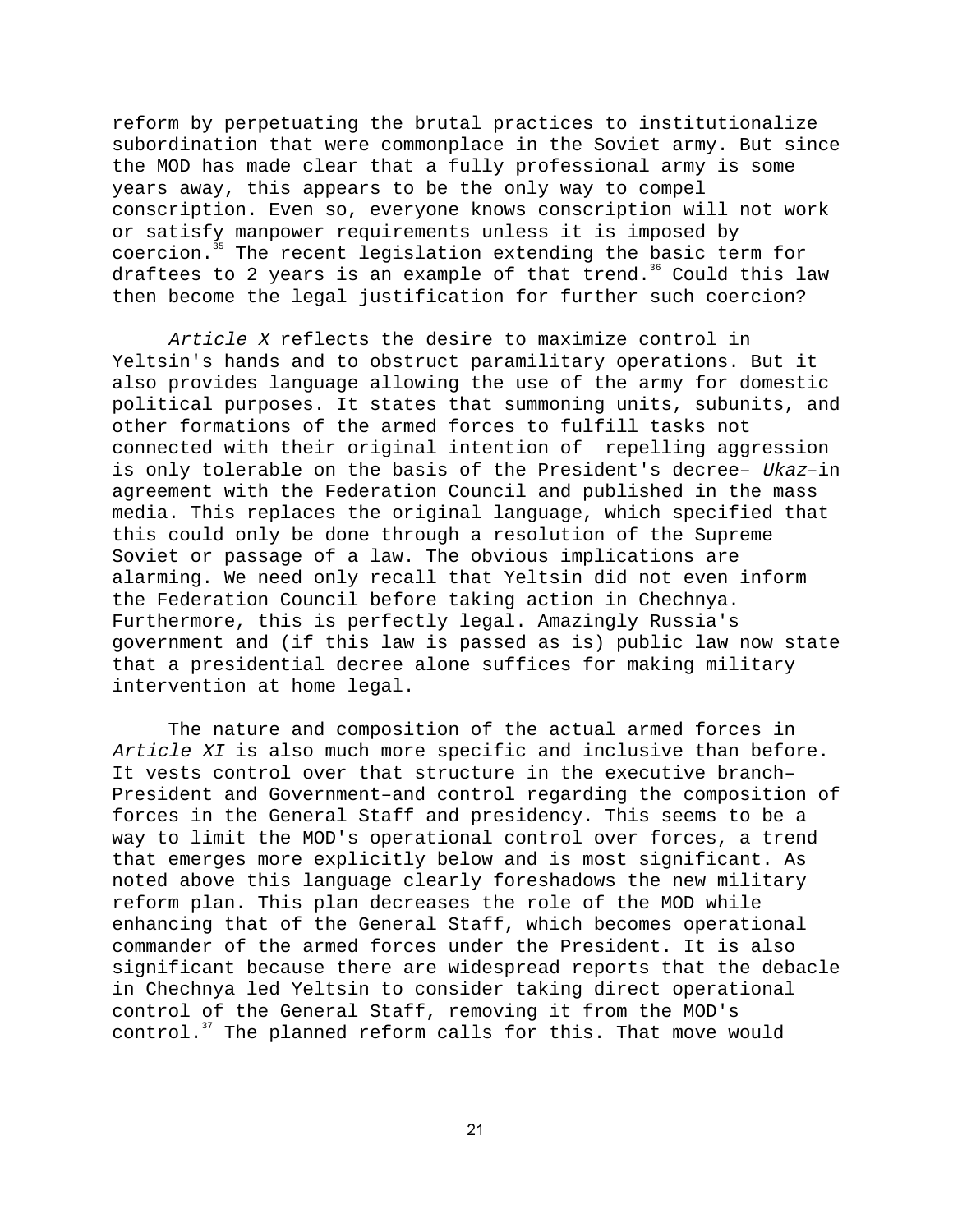reform by perpetuating the brutal practices to institutionalize subordination that were commonplace in the Soviet army. But since the MOD has made clear that a fully professional army is some years away, this appears to be the only way to compel conscription. Even so, everyone knows conscription will not work or satisfy manpower requirements unless it is imposed by coercion.[35] The recent legislation extending the basic term for draftees to 2 years is an example of that trend.[36] Could this law then become the legal justification for further such coercion?

*Article X* reflects the desire to maximize control in Yeltsin's hands and to obstruct paramilitary operations. But it also provides language allowing the use of the army for domestic political purposes. It states that summoning units, subunits, and other formations of the armed forces to fulfill tasks not connected with their original intention of repelling aggression is only tolerable on the basis of the President's decree– *Ukaz*–in agreement with the Federation Council and published in the mass media. This replaces the original language, which specified that this could only be done through a resolution of the Supreme Soviet or passage of a law. The obvious implications are alarming. We need only recall that Yeltsin did not even inform the Federation Council before taking action in Chechnya. Furthermore, this is perfectly legal. Amazingly Russia's government and (if this law is passed as is) public law now state that a presidential decree alone suffices for making military intervention at home legal.

The nature and composition of the actual armed forces in *Article XI* is also much more specific and inclusive than before. It vests control over that structure in the executive branch– President and Government–and control regarding the composition of forces in the General Staff and presidency. This seems to be a way to limit the MOD's operational control over forces, a trend that emerges more explicitly below and is most significant. As noted above this language clearly foreshadows the new military reform plan. This plan decreases the role of the MOD while enhancing that of the General Staff, which becomes operational commander of the armed forces under the President. It is also significant because there are widespread reports that the debacle in Chechnya led Yeltsin to consider taking direct operational control of the General Staff, removing it from the MOD's control.[37] The planned reform calls for this. That move would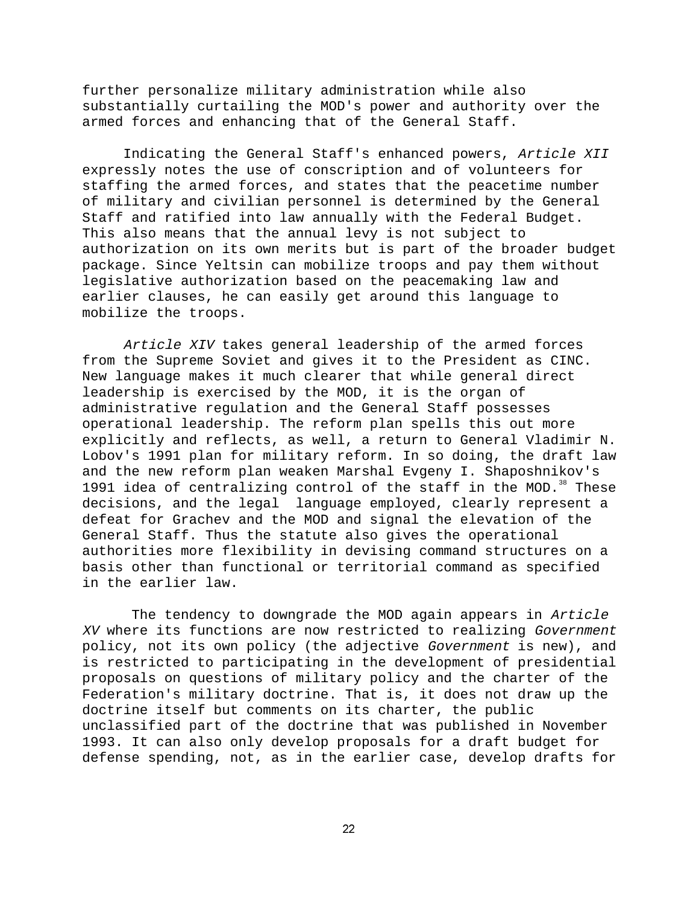further personalize military administration while also substantially curtailing the MOD's power and authority over the armed forces and enhancing that of the General Staff.

Indicating the General Staff's enhanced powers, *Article XII* expressly notes the use of conscription and of volunteers for staffing the armed forces, and states that the peacetime number of military and civilian personnel is determined by the General Staff and ratified into law annually with the Federal Budget. This also means that the annual levy is not subject to authorization on its own merits but is part of the broader budget package. Since Yeltsin can mobilize troops and pay them without legislative authorization based on the peacemaking law and earlier clauses, he can easily get around this language to mobilize the troops.

*Article XIV* takes general leadership of the armed forces from the Supreme Soviet and gives it to the President as CINC. New language makes it much clearer that while general direct leadership is exercised by the MOD, it is the organ of administrative regulation and the General Staff possesses operational leadership. The reform plan spells this out more explicitly and reflects, as well, a return to General Vladimir N. Lobov's 1991 plan for military reform. In so doing, the draft law and the new reform plan weaken Marshal Evgeny I. Shaposhnikov's 1991 idea of centralizing control of the staff in the MOD.[38] These decisions, and the legal language employed, clearly represent a defeat for Grachev and the MOD and signal the elevation of the General Staff. Thus the statute also gives the operational authorities more flexibility in devising command structures on a basis other than functional or territorial command as specified in the earlier law.

The tendency to downgrade the MOD again appears in *Article XV* where its functions are now restricted to realizing *Government* policy, not its own policy (the adjective *Government* is new), and is restricted to participating in the development of presidential proposals on questions of military policy and the charter of the Federation's military doctrine. That is, it does not draw up the doctrine itself but comments on its charter, the public unclassified part of the doctrine that was published in November 1993. It can also only develop proposals for a draft budget for defense spending, not, as in the earlier case, develop drafts for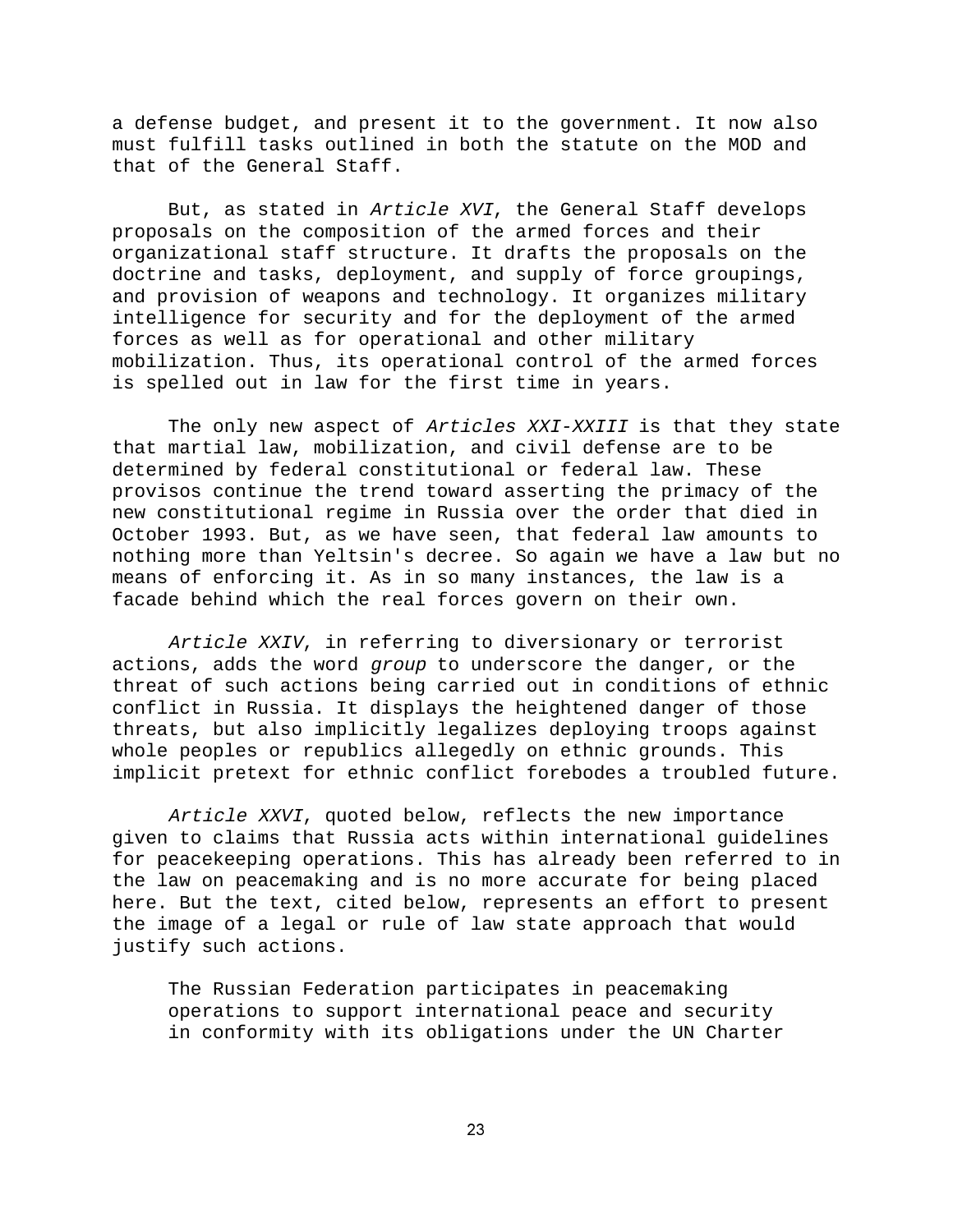a defense budget, and present it to the government. It now also must fulfill tasks outlined in both the statute on the MOD and that of the General Staff.

But, as stated in *Article XVI*, the General Staff develops proposals on the composition of the armed forces and their organizational staff structure. It drafts the proposals on the doctrine and tasks, deployment, and supply of force groupings, and provision of weapons and technology. It organizes military intelligence for security and for the deployment of the armed forces as well as for operational and other military mobilization. Thus, its operational control of the armed forces is spelled out in law for the first time in years.

The only new aspect of *Articles XXI-XXIII* is that they state that martial law, mobilization, and civil defense are to be determined by federal constitutional or federal law. These provisos continue the trend toward asserting the primacy of the new constitutional regime in Russia over the order that died in October 1993. But, as we have seen, that federal law amounts to nothing more than Yeltsin's decree. So again we have a law but no means of enforcing it. As in so many instances, the law is a facade behind which the real forces govern on their own.

*Article XXIV*, in referring to diversionary or terrorist actions, adds the word *group* to underscore the danger, or the threat of such actions being carried out in conditions of ethnic conflict in Russia. It displays the heightened danger of those threats, but also implicitly legalizes deploying troops against whole peoples or republics allegedly on ethnic grounds. This implicit pretext for ethnic conflict forebodes a troubled future.

*Article XXVI*, quoted below, reflects the new importance given to claims that Russia acts within international guidelines for peacekeeping operations. This has already been referred to in the law on peacemaking and is no more accurate for being placed here. But the text, cited below, represents an effort to present the image of a legal or rule of law state approach that would justify such actions.

> The Russian Federation participates in peacemaking operations to support international peace and security in conformity with its obligations under the UN Charter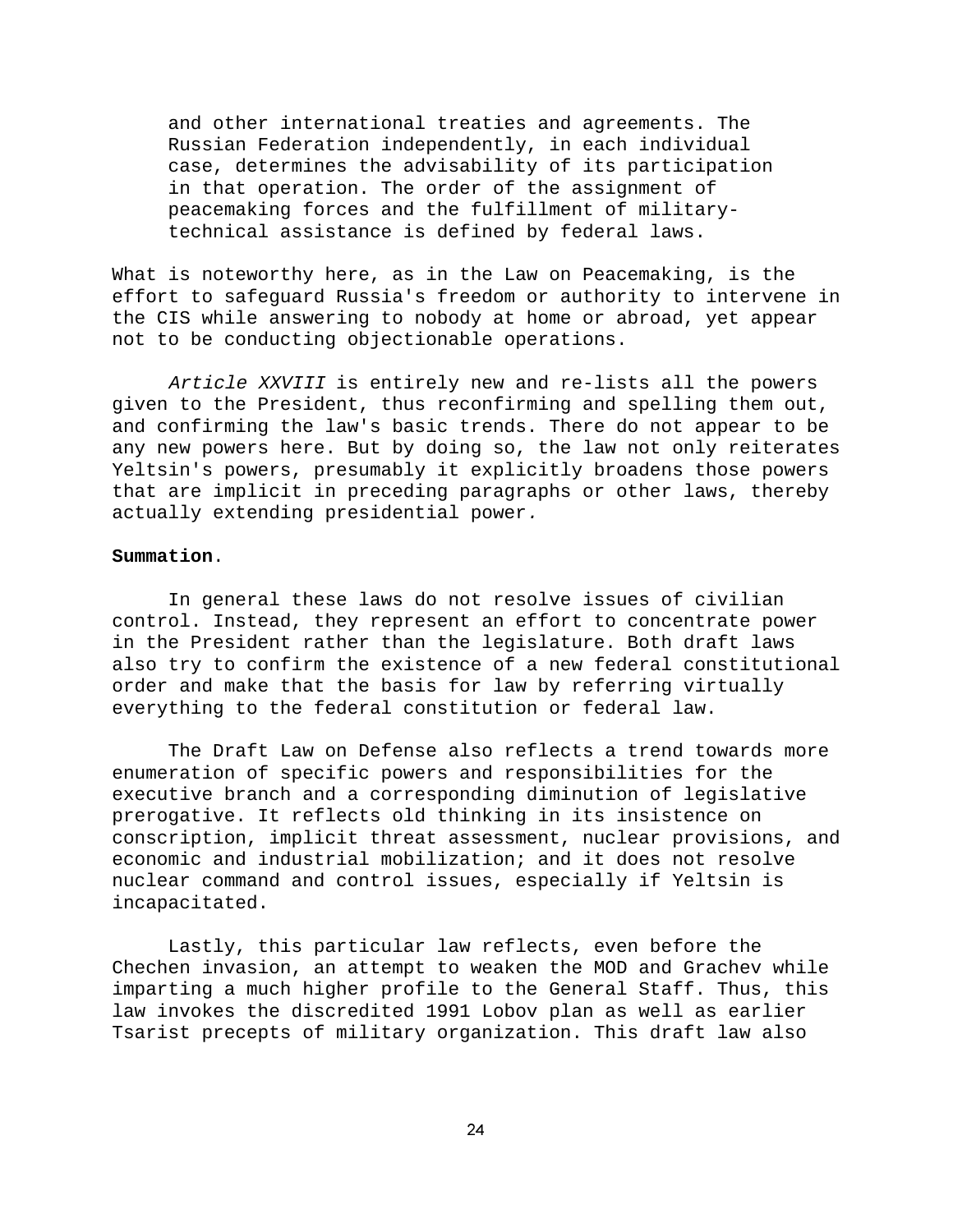> and other international treaties and agreements. The Russian Federation independently, in each individual case, determines the advisability of its participation in that operation. The order of the assignment of peacemaking forces and the fulfillment of military-technical assistance is defined by federal laws.

What is noteworthy here, as in the Law on Peacemaking, is the effort to safeguard Russia's freedom or authority to intervene in the CIS while answering to nobody at home or abroad, yet appear not to be conducting objectionable operations.

*Article XXVIII* is entirely new and re-lists all the powers given to the President, thus reconfirming and spelling them out, and confirming the law's basic trends. There do not appear to be any new powers here. But by doing so, the law not only reiterates Yeltsin's powers, presumably it explicitly broadens those powers that are implicit in preceding paragraphs or other laws, thereby actually extending presidential power.

**Summation**.

In general these laws do not resolve issues of civilian control. Instead, they represent an effort to concentrate power in the President rather than the legislature. Both draft laws also try to confirm the existence of a new federal constitutional order and make that the basis for law by referring virtually everything to the federal constitution or federal law.

The Draft Law on Defense also reflects a trend towards more enumeration of specific powers and responsibilities for the executive branch and a corresponding diminution of legislative prerogative. It reflects old thinking in its insistence on conscription, implicit threat assessment, nuclear provisions, and economic and industrial mobilization; and it does not resolve nuclear command and control issues, especially if Yeltsin is incapacitated.

Lastly, this particular law reflects, even before the Chechen invasion, an attempt to weaken the MOD and Grachev while imparting a much higher profile to the General Staff. Thus, this law invokes the discredited 1991 Lobov plan as well as earlier Tsarist precepts of military organization. This draft law also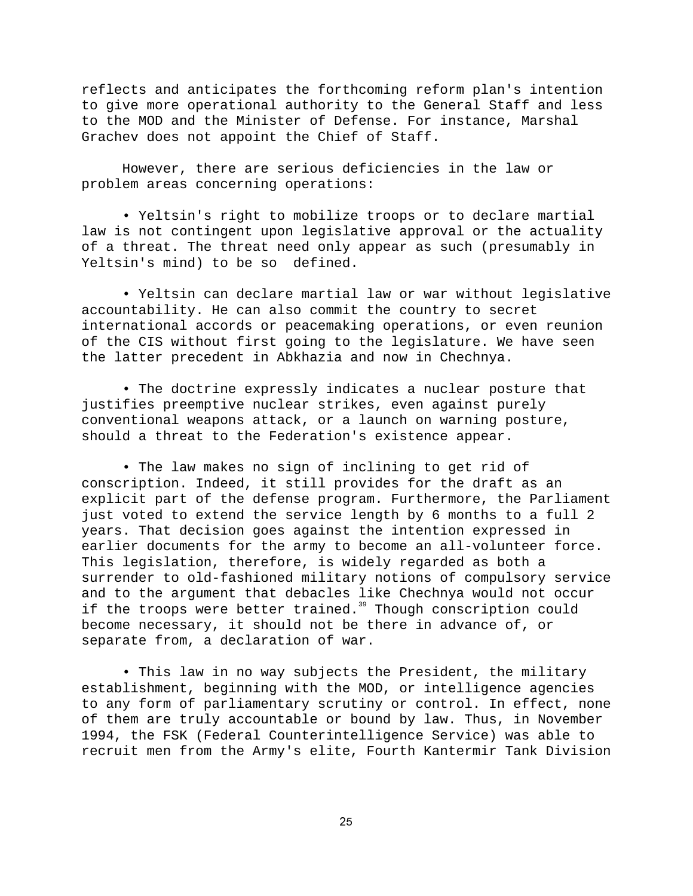reflects and anticipates the forthcoming reform plan's intention to give more operational authority to the General Staff and less to the MOD and the Minister of Defense. For instance, Marshal Grachev does not appoint the Chief of Staff.

However, there are serious deficiencies in the law or problem areas concerning operations:

- Yeltsin's right to mobilize troops or to declare martial law is not contingent upon legislative approval or the actuality of a threat. The threat need only appear as such (presumably in Yeltsin's mind) to be so defined.

- Yeltsin can declare martial law or war without legislative accountability. He can also commit the country to secret international accords or peacemaking operations, or even reunion of the CIS without first going to the legislature. We have seen the latter precedent in Abkhazia and now in Chechnya.

- The doctrine expressly indicates a nuclear posture that justifies preemptive nuclear strikes, even against purely conventional weapons attack, or a launch on warning posture, should a threat to the Federation's existence appear.

- The law makes no sign of inclining to get rid of conscription. Indeed, it still provides for the draft as an explicit part of the defense program. Furthermore, the Parliament just voted to extend the service length by 6 months to a full 2 years. That decision goes against the intention expressed in earlier documents for the army to become an all-volunteer force. This legislation, therefore, is widely regarded as both a surrender to old-fashioned military notions of compulsory service and to the argument that debacles like Chechnya would not occur if the troops were better trained.[39] Though conscription could become necessary, it should not be there in advance of, or separate from, a declaration of war.

- This law in no way subjects the President, the military establishment, beginning with the MOD, or intelligence agencies to any form of parliamentary scrutiny or control. In effect, none of them are truly accountable or bound by law. Thus, in November 1994, the FSK (Federal Counterintelligence Service) was able to recruit men from the Army's elite, Fourth Kantermir Tank Division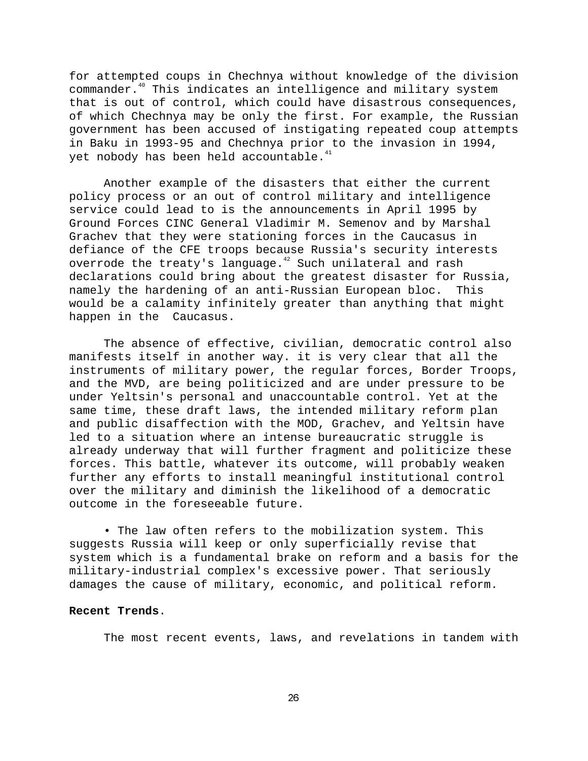for attempted coups in Chechnya without knowledge of the division commander.[40] This indicates an intelligence and military system that is out of control, which could have disastrous consequences, of which Chechnya may be only the first. For example, the Russian government has been accused of instigating repeated coup attempts in Baku in 1993-95 and Chechnya prior to the invasion in 1994, yet nobody has been held accountable.[41]

Another example of the disasters that either the current policy process or an out of control military and intelligence service could lead to is the announcements in April 1995 by Ground Forces CINC General Vladimir M. Semenov and by Marshal Grachev that they were stationing forces in the Caucasus in defiance of the CFE troops because Russia's security interests overrode the treaty's language.[42] Such unilateral and rash declarations could bring about the greatest disaster for Russia, namely the hardening of an anti-Russian European bloc. This would be a calamity infinitely greater than anything that might happen in the Caucasus.

The absence of effective, civilian, democratic control also manifests itself in another way. it is very clear that all the instruments of military power, the regular forces, Border Troops, and the MVD, are being politicized and are under pressure to be under Yeltsin's personal and unaccountable control. Yet at the same time, these draft laws, the intended military reform plan and public disaffection with the MOD, Grachev, and Yeltsin have led to a situation where an intense bureaucratic struggle is already underway that will further fragment and politicize these forces. This battle, whatever its outcome, will probably weaken further any efforts to install meaningful institutional control over the military and diminish the likelihood of a democratic outcome in the foreseeable future.

- The law often refers to the mobilization system. This suggests Russia will keep or only superficially revise that system which is a fundamental brake on reform and a basis for the military-industrial complex's excessive power. That seriously damages the cause of military, economic, and political reform.

**Recent Trends**.

The most recent events, laws, and revelations in tandem with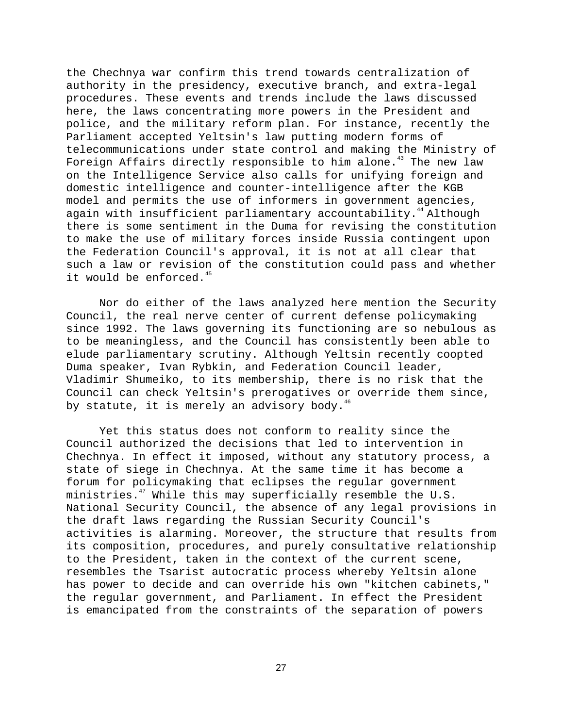the Chechnya war confirm this trend towards centralization of authority in the presidency, executive branch, and extra-legal procedures. These events and trends include the laws discussed here, the laws concentrating more powers in the President and police, and the military reform plan. For instance, recently the Parliament accepted Yeltsin's law putting modern forms of telecommunications under state control and making the Ministry of Foreign Affairs directly responsible to him alone.[43] The new law on the Intelligence Service also calls for unifying foreign and domestic intelligence and counter-intelligence after the KGB model and permits the use of informers in government agencies, again with insufficient parliamentary accountability.[44] Although there is some sentiment in the Duma for revising the constitution to make the use of military forces inside Russia contingent upon the Federation Council's approval, it is not at all clear that such a law or revision of the constitution could pass and whether it would be enforced.[45]

Nor do either of the laws analyzed here mention the Security Council, the real nerve center of current defense policymaking since 1992. The laws governing its functioning are so nebulous as to be meaningless, and the Council has consistently been able to elude parliamentary scrutiny. Although Yeltsin recently coopted Duma speaker, Ivan Rybkin, and Federation Council leader, Vladimir Shumeiko, to its membership, there is no risk that the Council can check Yeltsin's prerogatives or override them since, by statute, it is merely an advisory body.[46]

Yet this status does not conform to reality since the Council authorized the decisions that led to intervention in Chechnya. In effect it imposed, without any statutory process, a state of siege in Chechnya. At the same time it has become a forum for policymaking that eclipses the regular government ministries.[47] While this may superficially resemble the U.S. National Security Council, the absence of any legal provisions in the draft laws regarding the Russian Security Council's activities is alarming. Moreover, the structure that results from its composition, procedures, and purely consultative relationship to the President, taken in the context of the current scene, resembles the Tsarist autocratic process whereby Yeltsin alone has power to decide and can override his own "kitchen cabinets," the regular government, and Parliament. In effect the President is emancipated from the constraints of the separation of powers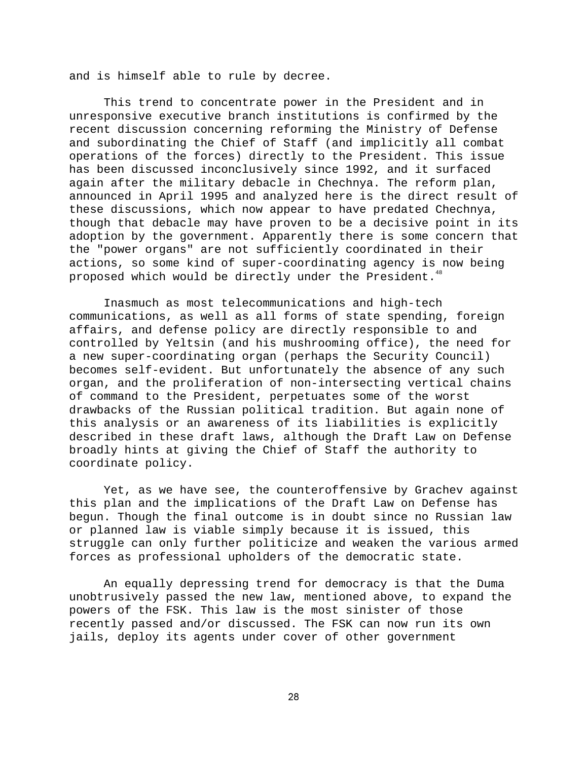and is himself able to rule by decree.

This trend to concentrate power in the President and in unresponsive executive branch institutions is confirmed by the recent discussion concerning reforming the Ministry of Defense and subordinating the Chief of Staff (and implicitly all combat operations of the forces) directly to the President. This issue has been discussed inconclusively since 1992, and it surfaced again after the military debacle in Chechnya. The reform plan, announced in April 1995 and analyzed here is the direct result of these discussions, which now appear to have predated Chechnya, though that debacle may have proven to be a decisive point in its adoption by the government. Apparently there is some concern that the "power organs" are not sufficiently coordinated in their actions, so some kind of super-coordinating agency is now being proposed which would be directly under the President.[48]

Inasmuch as most telecommunications and high-tech communications, as well as all forms of state spending, foreign affairs, and defense policy are directly responsible to and controlled by Yeltsin (and his mushrooming office), the need for a new super-coordinating organ (perhaps the Security Council) becomes self-evident. But unfortunately the absence of any such organ, and the proliferation of non-intersecting vertical chains of command to the President, perpetuates some of the worst drawbacks of the Russian political tradition. But again none of this analysis or an awareness of its liabilities is explicitly described in these draft laws, although the Draft Law on Defense broadly hints at giving the Chief of Staff the authority to coordinate policy.

Yet, as we have see, the counteroffensive by Grachev against this plan and the implications of the Draft Law on Defense has begun. Though the final outcome is in doubt since no Russian law or planned law is viable simply because it is issued, this struggle can only further politicize and weaken the various armed forces as professional upholders of the democratic state.

An equally depressing trend for democracy is that the Duma unobtrusively passed the new law, mentioned above, to expand the powers of the FSK. This law is the most sinister of those recently passed and/or discussed. The FSK can now run its own jails, deploy its agents under cover of other government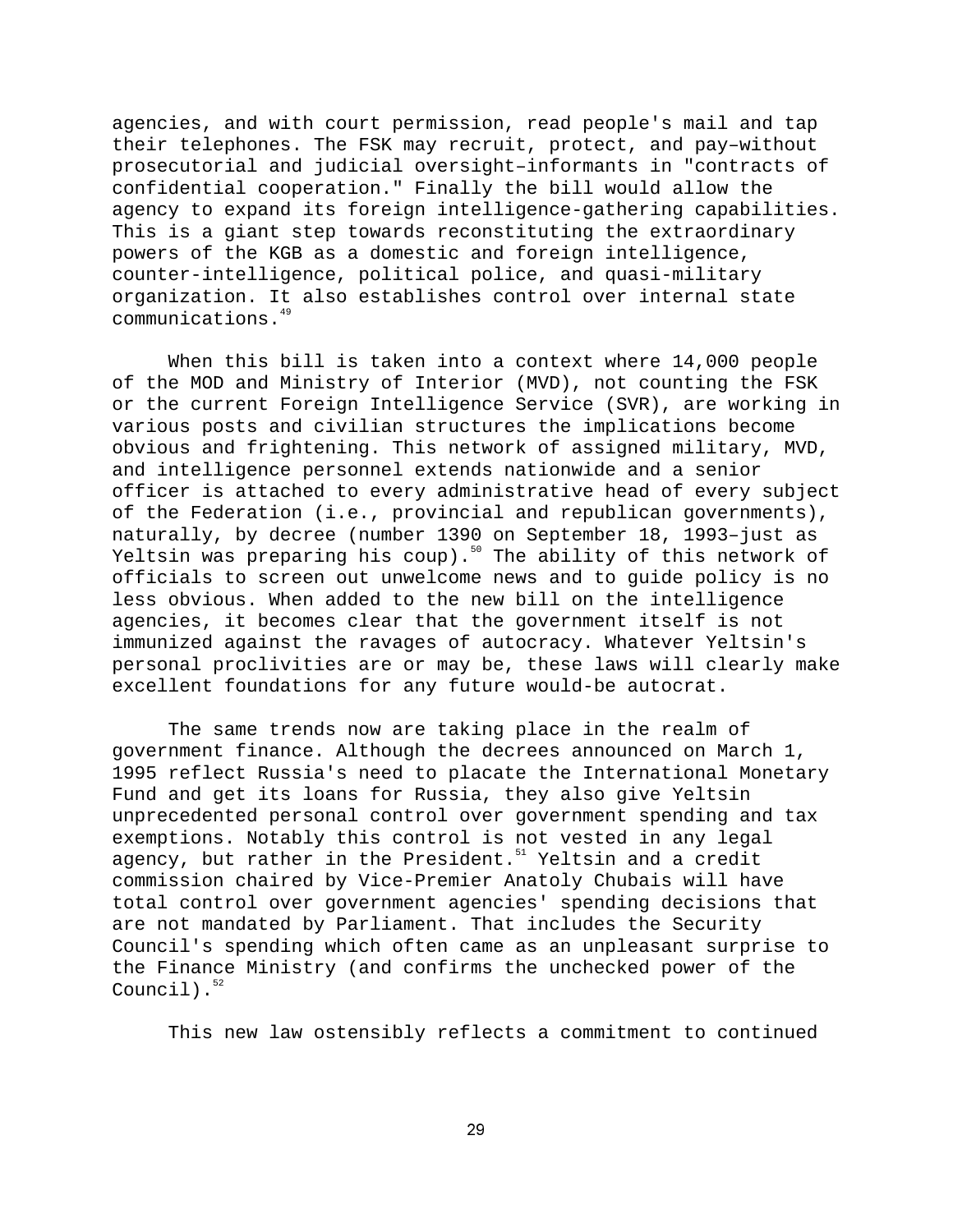agencies, and with court permission, read people's mail and tap their telephones. The FSK may recruit, protect, and pay–without prosecutorial and judicial oversight–informants in "contracts of confidential cooperation." Finally the bill would allow the agency to expand its foreign intelligence-gathering capabilities. This is a giant step towards reconstituting the extraordinary powers of the KGB as a domestic and foreign intelligence, counter-intelligence, political police, and quasi-military organization. It also establishes control over internal state communications.[49]

When this bill is taken into a context where 14,000 people of the MOD and Ministry of Interior (MVD), not counting the FSK or the current Foreign Intelligence Service (SVR), are working in various posts and civilian structures the implications become obvious and frightening. This network of assigned military, MVD, and intelligence personnel extends nationwide and a senior officer is attached to every administrative head of every subject of the Federation (i.e., provincial and republican governments), naturally, by decree (number 1390 on September 18, 1993–just as Yeltsin was preparing his coup).[50] The ability of this network of officials to screen out unwelcome news and to guide policy is no less obvious. When added to the new bill on the intelligence agencies, it becomes clear that the government itself is not immunized against the ravages of autocracy. Whatever Yeltsin's personal proclivities are or may be, these laws will clearly make excellent foundations for any future would-be autocrat.

The same trends now are taking place in the realm of government finance. Although the decrees announced on March 1, 1995 reflect Russia's need to placate the International Monetary Fund and get its loans for Russia, they also give Yeltsin unprecedented personal control over government spending and tax exemptions. Notably this control is not vested in any legal agency, but rather in the President.[51] Yeltsin and a credit commission chaired by Vice-Premier Anatoly Chubais will have total control over government agencies' spending decisions that are not mandated by Parliament. That includes the Security Council's spending which often came as an unpleasant surprise to the Finance Ministry (and confirms the unchecked power of the Council).[52]

This new law ostensibly reflects a commitment to continued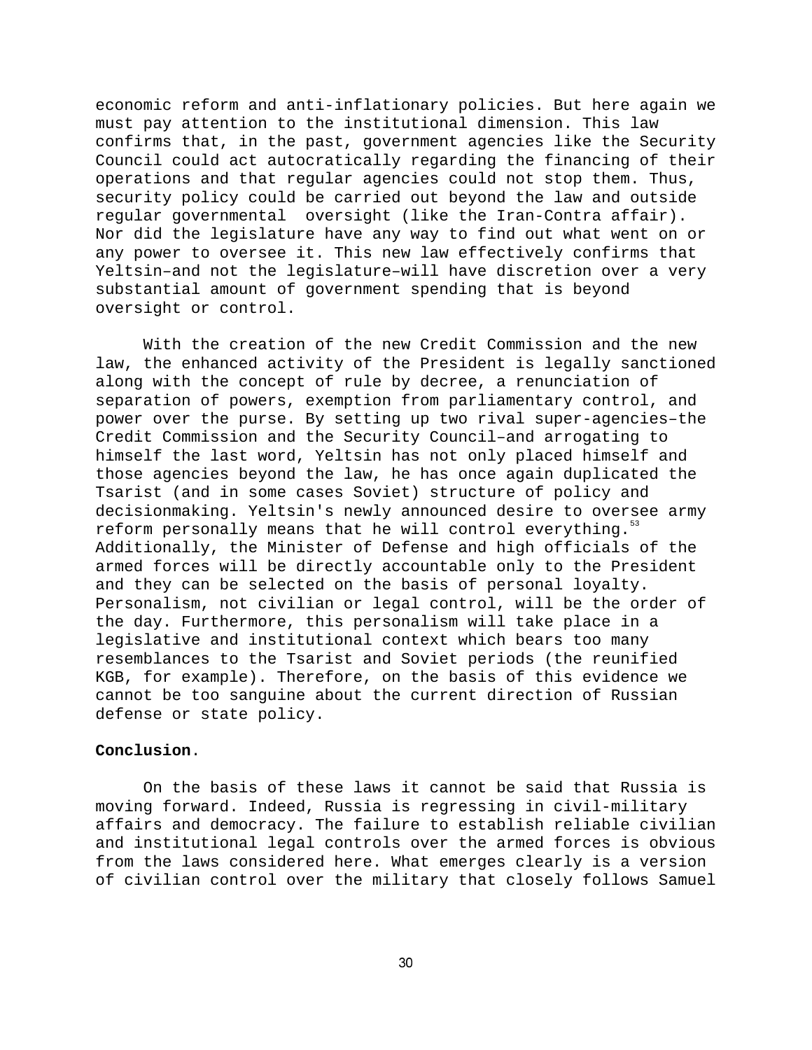economic reform and anti-inflationary policies. But here again we must pay attention to the institutional dimension. This law confirms that, in the past, government agencies like the Security Council could act autocratically regarding the financing of their operations and that regular agencies could not stop them. Thus, security policy could be carried out beyond the law and outside regular governmental oversight (like the Iran-Contra affair). Nor did the legislature have any way to find out what went on or any power to oversee it. This new law effectively confirms that Yeltsin–and not the legislature–will have discretion over a very substantial amount of government spending that is beyond oversight or control.

With the creation of the new Credit Commission and the new law, the enhanced activity of the President is legally sanctioned along with the concept of rule by decree, a renunciation of separation of powers, exemption from parliamentary control, and power over the purse. By setting up two rival super-agencies–the Credit Commission and the Security Council–and arrogating to himself the last word, Yeltsin has not only placed himself and those agencies beyond the law, he has once again duplicated the Tsarist (and in some cases Soviet) structure of policy and decisionmaking. Yeltsin's newly announced desire to oversee army reform personally means that he will control everything.[53] Additionally, the Minister of Defense and high officials of the armed forces will be directly accountable only to the President and they can be selected on the basis of personal loyalty. Personalism, not civilian or legal control, will be the order of the day. Furthermore, this personalism will take place in a legislative and institutional context which bears too many resemblances to the Tsarist and Soviet periods (the reunified KGB, for example). Therefore, on the basis of this evidence we cannot be too sanguine about the current direction of Russian defense or state policy.

**Conclusion.**

On the basis of these laws it cannot be said that Russia is moving forward. Indeed, Russia is regressing in civil-military affairs and democracy. The failure to establish reliable civilian and institutional legal controls over the armed forces is obvious from the laws considered here. What emerges clearly is a version of civilian control over the military that closely follows Samuel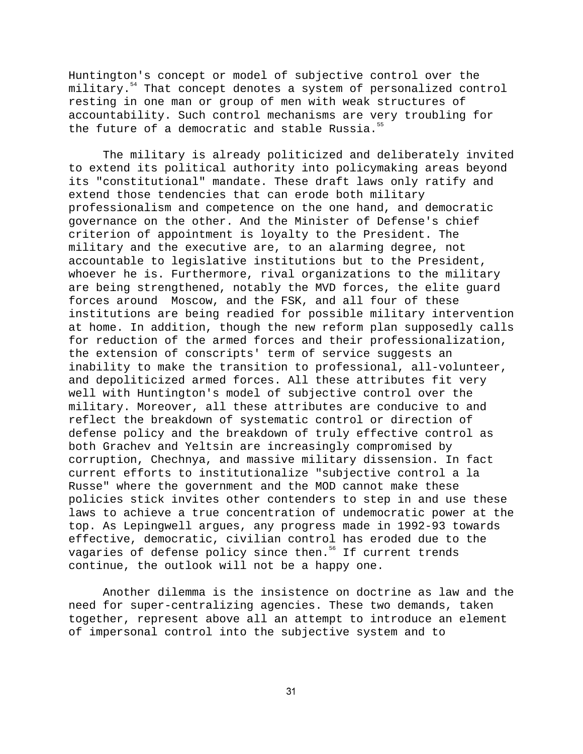Huntington's concept or model of subjective control over the military.[54] That concept denotes a system of personalized control resting in one man or group of men with weak structures of accountability. Such control mechanisms are very troubling for the future of a democratic and stable Russia.[55]

The military is already politicized and deliberately invited to extend its political authority into policymaking areas beyond its "constitutional" mandate. These draft laws only ratify and extend those tendencies that can erode both military professionalism and competence on the one hand, and democratic governance on the other. And the Minister of Defense's chief criterion of appointment is loyalty to the President. The military and the executive are, to an alarming degree, not accountable to legislative institutions but to the President, whoever he is. Furthermore, rival organizations to the military are being strengthened, notably the MVD forces, the elite guard forces around Moscow, and the FSK, and all four of these institutions are being readied for possible military intervention at home. In addition, though the new reform plan supposedly calls for reduction of the armed forces and their professionalization, the extension of conscripts' term of service suggests an inability to make the transition to professional, all-volunteer, and depoliticized armed forces. All these attributes fit very well with Huntington's model of subjective control over the military. Moreover, all these attributes are conducive to and reflect the breakdown of systematic control or direction of defense policy and the breakdown of truly effective control as both Grachev and Yeltsin are increasingly compromised by corruption, Chechnya, and massive military dissension. In fact current efforts to institutionalize "subjective control a la Russe" where the government and the MOD cannot make these policies stick invites other contenders to step in and use these laws to achieve a true concentration of undemocratic power at the top. As Lepingwell argues, any progress made in 1992-93 towards effective, democratic, civilian control has eroded due to the vagaries of defense policy since then.[56] If current trends continue, the outlook will not be a happy one.

Another dilemma is the insistence on doctrine as law and the need for super-centralizing agencies. These two demands, taken together, represent above all an attempt to introduce an element of impersonal control into the subjective system and to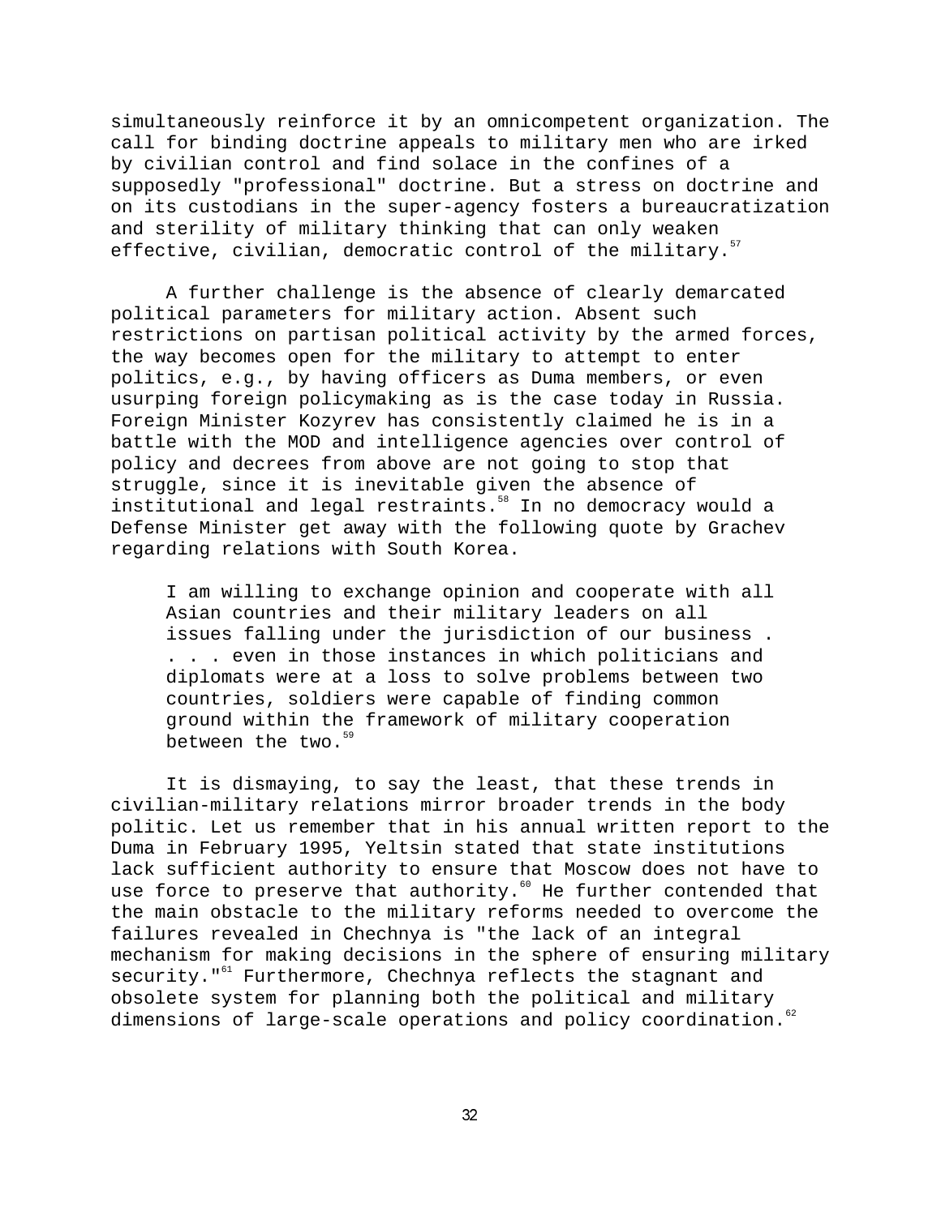simultaneously reinforce it by an omnicompetent organization. The call for binding doctrine appeals to military men who are irked by civilian control and find solace in the confines of a supposedly "professional" doctrine. But a stress on doctrine and on its custodians in the super-agency fosters a bureaucratization and sterility of military thinking that can only weaken effective, civilian, democratic control of the military.[57]

A further challenge is the absence of clearly demarcated political parameters for military action. Absent such restrictions on partisan political activity by the armed forces, the way becomes open for the military to attempt to enter politics, e.g., by having officers as Duma members, or even usurping foreign policymaking as is the case today in Russia. Foreign Minister Kozyrev has consistently claimed he is in a battle with the MOD and intelligence agencies over control of policy and decrees from above are not going to stop that struggle, since it is inevitable given the absence of institutional and legal restraints.[58] In no democracy would a Defense Minister get away with the following quote by Grachev regarding relations with South Korea.

> I am willing to exchange opinion and cooperate with all Asian countries and their military leaders on all issues falling under the jurisdiction of our business . . . . even in those instances in which politicians and diplomats were at a loss to solve problems between two countries, soldiers were capable of finding common ground within the framework of military cooperation between the two.[59]

It is dismaying, to say the least, that these trends in civilian-military relations mirror broader trends in the body politic. Let us remember that in his annual written report to the Duma in February 1995, Yeltsin stated that state institutions lack sufficient authority to ensure that Moscow does not have to use force to preserve that authority.[60] He further contended that the main obstacle to the military reforms needed to overcome the failures revealed in Chechnya is "the lack of an integral mechanism for making decisions in the sphere of ensuring military security."[61] Furthermore, Chechnya reflects the stagnant and obsolete system for planning both the political and military dimensions of large-scale operations and policy coordination.[62]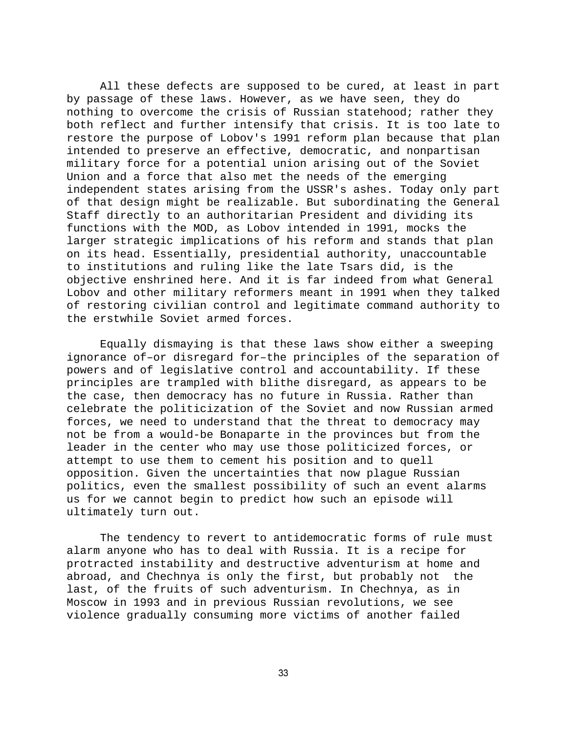All these defects are supposed to be cured, at least in part by passage of these laws. However, as we have seen, they do nothing to overcome the crisis of Russian statehood; rather they both reflect and further intensify that crisis. It is too late to restore the purpose of Lobov's 1991 reform plan because that plan intended to preserve an effective, democratic, and nonpartisan military force for a potential union arising out of the Soviet Union and a force that also met the needs of the emerging independent states arising from the USSR's ashes. Today only part of that design might be realizable. But subordinating the General Staff directly to an authoritarian President and dividing its functions with the MOD, as Lobov intended in 1991, mocks the larger strategic implications of his reform and stands that plan on its head. Essentially, presidential authority, unaccountable to institutions and ruling like the late Tsars did, is the objective enshrined here. And it is far indeed from what General Lobov and other military reformers meant in 1991 when they talked of restoring civilian control and legitimate command authority to the erstwhile Soviet armed forces.

Equally dismaying is that these laws show either a sweeping ignorance of–or disregard for–the principles of the separation of powers and of legislative control and accountability. If these principles are trampled with blithe disregard, as appears to be the case, then democracy has no future in Russia. Rather than celebrate the politicization of the Soviet and now Russian armed forces, we need to understand that the threat to democracy may not be from a would-be Bonaparte in the provinces but from the leader in the center who may use those politicized forces, or attempt to use them to cement his position and to quell opposition. Given the uncertainties that now plague Russian politics, even the smallest possibility of such an event alarms us for we cannot begin to predict how such an episode will ultimately turn out.

The tendency to revert to antidemocratic forms of rule must alarm anyone who has to deal with Russia. It is a recipe for protracted instability and destructive adventurism at home and abroad, and Chechnya is only the first, but probably not the last, of the fruits of such adventurism. In Chechnya, as in Moscow in 1993 and in previous Russian revolutions, we see violence gradually consuming more victims of another failed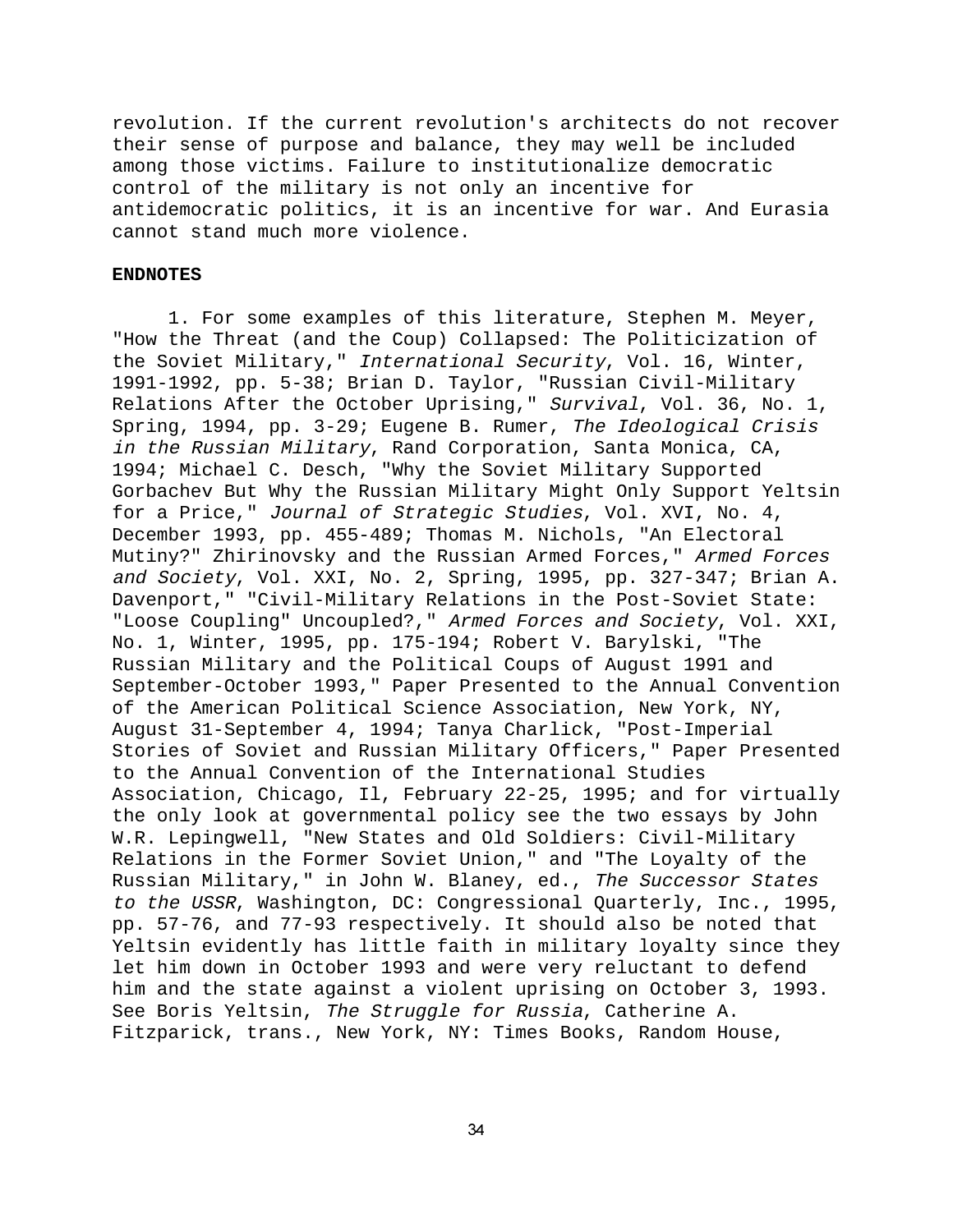revolution. If the current revolution's architects do not recover their sense of purpose and balance, they may well be included among those victims. Failure to institutionalize democratic control of the military is not only an incentive for antidemocratic politics, it is an incentive for war. And Eurasia cannot stand much more violence.

**ENDNOTES**

1. For some examples of this literature, Stephen M. Meyer, "How the Threat (and the Coup) Collapsed: The Politicization of the Soviet Military," *International Security*, Vol. 16, Winter, 1991-1992, pp. 5-38; Brian D. Taylor, "Russian Civil-Military Relations After the October Uprising," *Survival*, Vol. 36, No. 1, Spring, 1994, pp. 3-29; Eugene B. Rumer, *The Ideological Crisis in the Russian Military*, Rand Corporation, Santa Monica, CA, 1994; Michael C. Desch, "Why the Soviet Military Supported Gorbachev But Why the Russian Military Might Only Support Yeltsin for a Price," *Journal of Strategic Studies*, Vol. XVI, No. 4, December 1993, pp. 455-489; Thomas M. Nichols, "An Electoral Mutiny?" Zhirinovsky and the Russian Armed Forces," *Armed Forces and Society*, Vol. XXI, No. 2, Spring, 1995, pp. 327-347; Brian A. Davenport," "Civil-Military Relations in the Post-Soviet State: "Loose Coupling" Uncoupled?," *Armed Forces and Society*, Vol. XXI, No. 1, Winter, 1995, pp. 175-194; Robert V. Barylski, "The Russian Military and the Political Coups of August 1991 and September-October 1993," Paper Presented to the Annual Convention of the American Political Science Association, New York, NY, August 31-September 4, 1994; Tanya Charlick, "Post-Imperial Stories of Soviet and Russian Military Officers," Paper Presented to the Annual Convention of the International Studies Association, Chicago, Il, February 22-25, 1995; and for virtually the only look at governmental policy see the two essays by John W.R. Lepingwell, "New States and Old Soldiers: Civil-Military Relations in the Former Soviet Union," and "The Loyalty of the Russian Military," in John W. Blaney, ed., *The Successor States to the USSR*, Washington, DC: Congressional Quarterly, Inc., 1995, pp. 57-76, and 77-93 respectively. It should also be noted that Yeltsin evidently has little faith in military loyalty since they let him down in October 1993 and were very reluctant to defend him and the state against a violent uprising on October 3, 1993. See Boris Yeltsin, *The Struggle for Russia*, Catherine A. Fitzparick, trans., New York, NY: Times Books, Random House,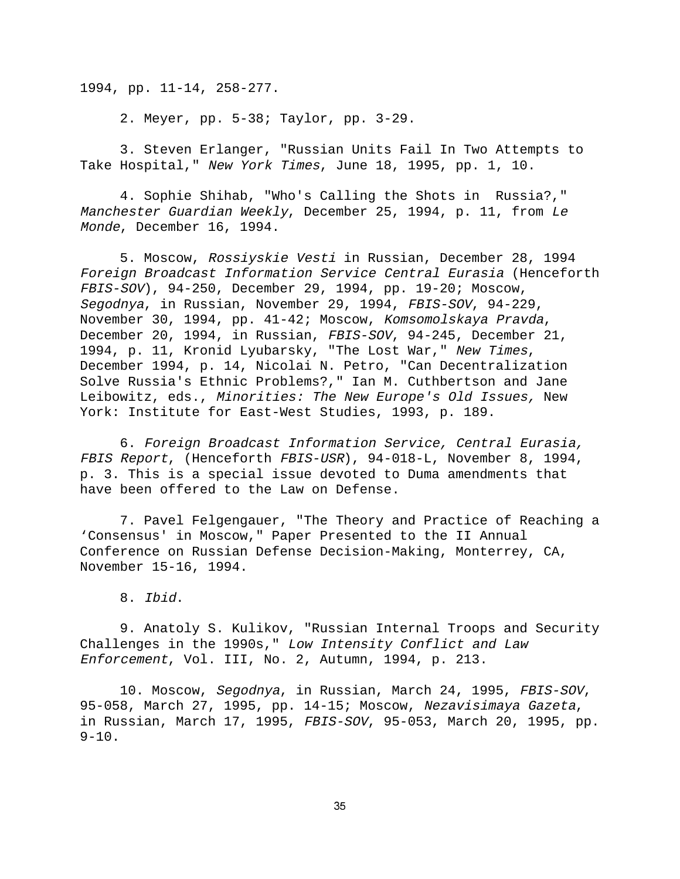1994, pp. 11-14, 258-277.

2. Meyer, pp. 5-38; Taylor, pp. 3-29.

3. Steven Erlanger, "Russian Units Fail In Two Attempts to Take Hospital," *New York Times*, June 18, 1995, pp. 1, 10.

4. Sophie Shihab, "Who's Calling the Shots in Russia?," *Manchester Guardian Weekly*, December 25, 1994, p. 11, from *Le Monde*, December 16, 1994.

5. Moscow, *Rossiyskie Vesti* in Russian, December 28, 1994 *Foreign Broadcast Information Service Central Eurasia* (Henceforth *FBIS-SOV*), 94-250, December 29, 1994, pp. 19-20; Moscow, *Segodnya*, in Russian, November 29, 1994, *FBIS-SOV*, 94-229, November 30, 1994, pp. 41-42; Moscow, *Komsomolskaya Pravda*, December 20, 1994, in Russian, *FBIS-SOV*, 94-245, December 21, 1994, p. 11, Kronid Lyubarsky, "The Lost War," *New Times*, December 1994, p. 14, Nicolai N. Petro, "Can Decentralization Solve Russia's Ethnic Problems?," Ian M. Cuthbertson and Jane Leibowitz, eds., *Minorities: The New Europe's Old Issues,* New York: Institute for East-West Studies, 1993, p. 189.

6. *Foreign Broadcast Information Service, Central Eurasia, FBIS Report*, (Henceforth *FBIS-USR*), 94-018-L, November 8, 1994, p. 3. This is a special issue devoted to Duma amendments that have been offered to the Law on Defense.

7. Pavel Felgengauer, "The Theory and Practice of Reaching a 'Consensus' in Moscow," Paper Presented to the II Annual Conference on Russian Defense Decision-Making, Monterrey, CA, November 15-16, 1994.

8. *Ibid*.

9. Anatoly S. Kulikov, "Russian Internal Troops and Security Challenges in the 1990s," *Low Intensity Conflict and Law Enforcement*, Vol. III, No. 2, Autumn, 1994, p. 213.

10. Moscow, *Segodnya*, in Russian, March 24, 1995, *FBIS-SOV*, 95-058, March 27, 1995, pp. 14-15; Moscow, *Nezavisimaya Gazeta*, in Russian, March 17, 1995, *FBIS-SOV*, 95-053, March 20, 1995, pp. 9-10.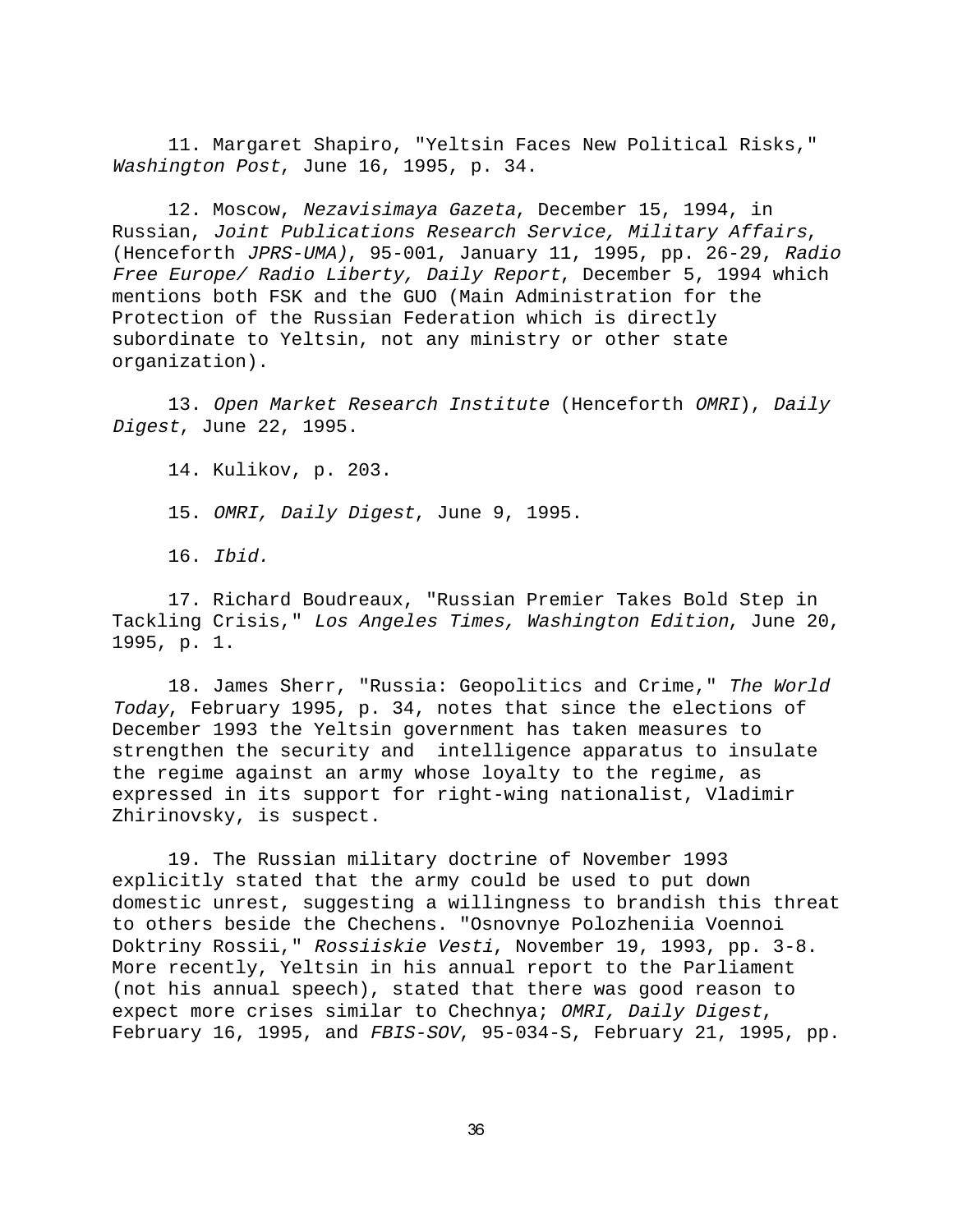11. Margaret Shapiro, "Yeltsin Faces New Political Risks," *Washington Post*, June 16, 1995, p. 34.

12. Moscow, *Nezavisimaya Gazeta*, December 15, 1994, in Russian, *Joint Publications Research Service, Military Affairs*, (Henceforth *JPRS-UMA)*, 95-001, January 11, 1995, pp. 26-29, *Radio Free Europe/ Radio Liberty, Daily Report*, December 5, 1994 which mentions both FSK and the GUO (Main Administration for the Protection of the Russian Federation which is directly subordinate to Yeltsin, not any ministry or other state organization).

13. *Open Market Research Institute* (Henceforth *OMRI*), *Daily Digest*, June 22, 1995.

14. Kulikov, p. 203.

15. *OMRI, Daily Digest*, June 9, 1995.

16. *Ibid.*

17. Richard Boudreaux, "Russian Premier Takes Bold Step in Tackling Crisis," *Los Angeles Times, Washington Edition*, June 20, 1995, p. 1.

18. James Sherr, "Russia: Geopolitics and Crime," *The World Today*, February 1995, p. 34, notes that since the elections of December 1993 the Yeltsin government has taken measures to strengthen the security and intelligence apparatus to insulate the regime against an army whose loyalty to the regime, as expressed in its support for right-wing nationalist, Vladimir Zhirinovsky, is suspect.

19. The Russian military doctrine of November 1993 explicitly stated that the army could be used to put down domestic unrest, suggesting a willingness to brandish this threat to others beside the Chechens. "Osnovnye Polozheniia Voennoi Doktriny Rossii," *Rossiiskie Vesti*, November 19, 1993, pp. 3-8. More recently, Yeltsin in his annual report to the Parliament (not his annual speech), stated that there was good reason to expect more crises similar to Chechnya; *OMRI, Daily Digest*, February 16, 1995, and *FBIS-SOV*, 95-034-S, February 21, 1995, pp.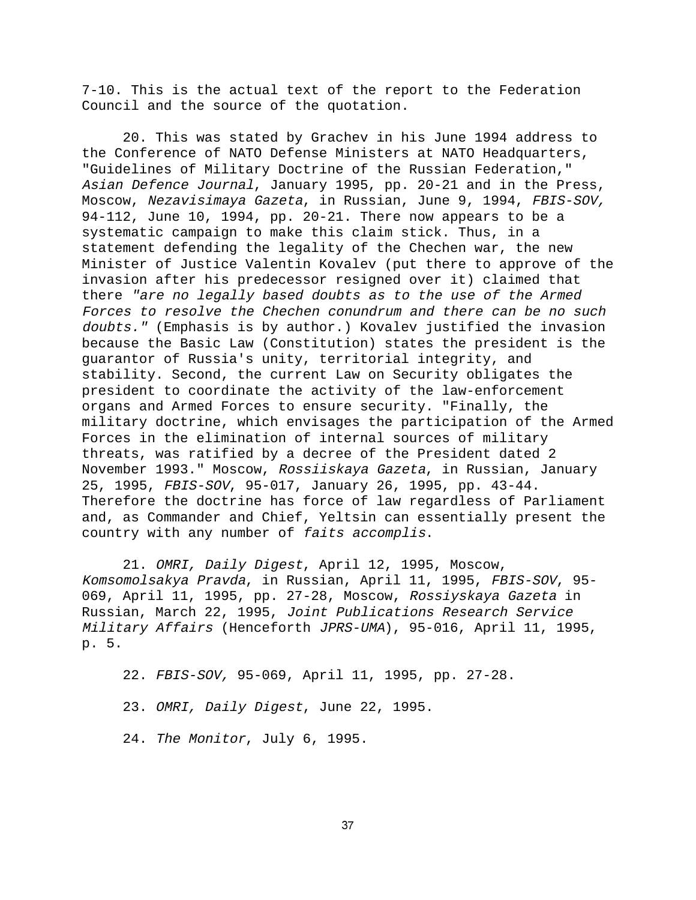7-10. This is the actual text of the report to the Federation Council and the source of the quotation.

20. This was stated by Grachev in his June 1994 address to the Conference of NATO Defense Ministers at NATO Headquarters, "Guidelines of Military Doctrine of the Russian Federation," *Asian Defence Journal*, January 1995, pp. 20-21 and in the Press, Moscow, *Nezavisimaya Gazeta*, in Russian, June 9, 1994, *FBIS-SOV,* 94-112, June 10, 1994, pp. 20-21. There now appears to be a systematic campaign to make this claim stick. Thus, in a statement defending the legality of the Chechen war, the new Minister of Justice Valentin Kovalev (put there to approve of the invasion after his predecessor resigned over it) claimed that there *"are no legally based doubts as to the use of the Armed Forces to resolve the Chechen conundrum and there can be no such doubts."* (Emphasis is by author.) Kovalev justified the invasion because the Basic Law (Constitution) states the president is the guarantor of Russia's unity, territorial integrity, and stability. Second, the current Law on Security obligates the president to coordinate the activity of the law-enforcement organs and Armed Forces to ensure security. "Finally, the military doctrine, which envisages the participation of the Armed Forces in the elimination of internal sources of military threats, was ratified by a decree of the President dated 2 November 1993." Moscow, *Rossiiskaya Gazeta*, in Russian, January 25, 1995, *FBIS-SOV*, 95-017, January 26, 1995, pp. 43-44. Therefore the doctrine has force of law regardless of Parliament and, as Commander and Chief, Yeltsin can essentially present the country with any number of *faits accomplis*.

21. *OMRI, Daily Digest*, April 12, 1995, Moscow, *Komsomolsakya Pravda*, in Russian, April 11, 1995, *FBIS-SOV*, 95-069, April 11, 1995, pp. 27-28, Moscow, *Rossiyskaya Gazeta* in Russian, March 22, 1995, *Joint Publications Research Service Military Affairs* (Henceforth *JPRS-UMA*), 95-016, April 11, 1995, p. 5.

22. *FBIS-SOV,* 95-069, April 11, 1995, pp. 27-28.

23. *OMRI, Daily Digest*, June 22, 1995.

24. *The Monitor*, July 6, 1995.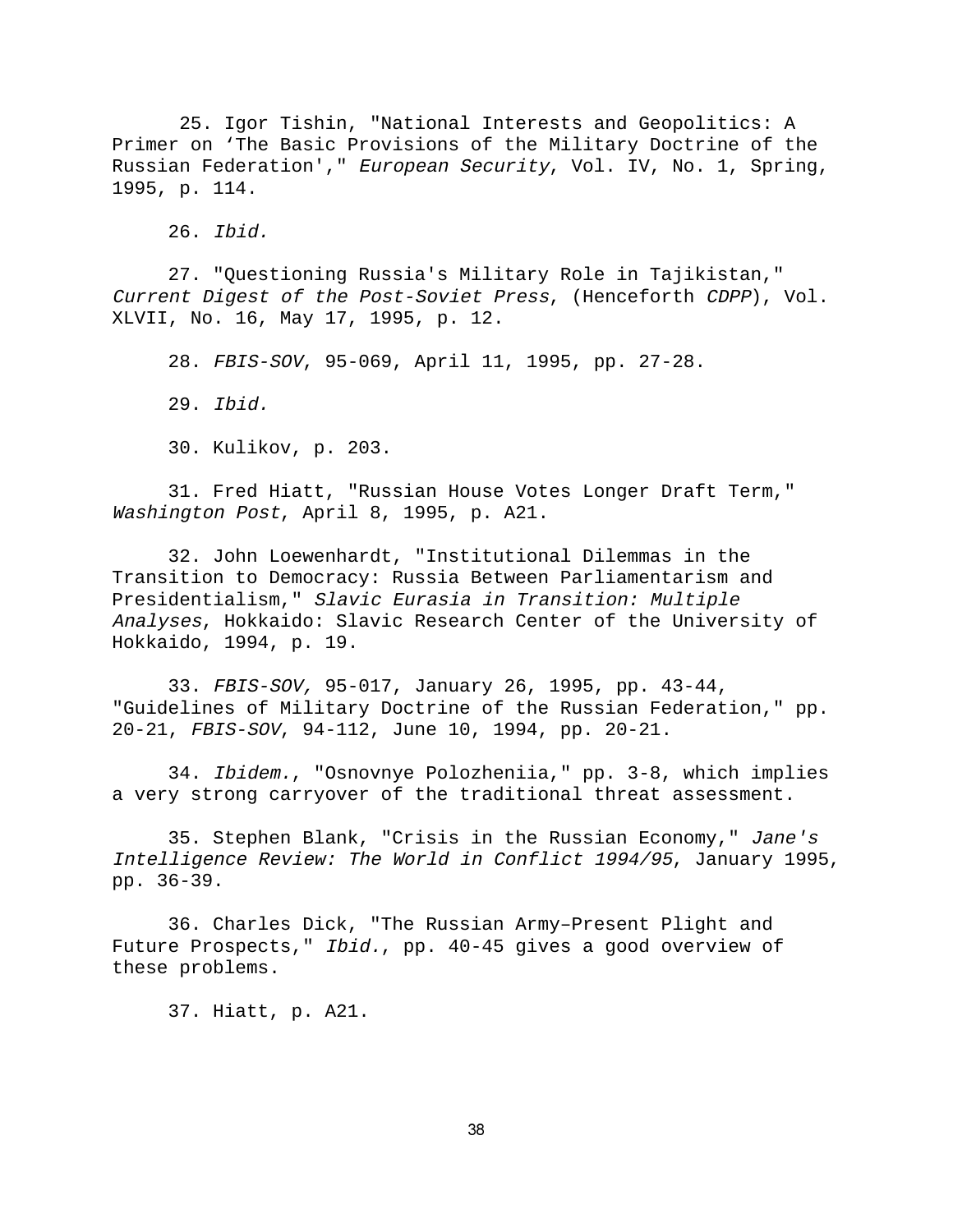25. Igor Tishin, "National Interests and Geopolitics: A Primer on 'The Basic Provisions of the Military Doctrine of the Russian Federation'," *European Security*, Vol. IV, No. 1, Spring, 1995, p. 114.

26. *Ibid.*

27. "Questioning Russia's Military Role in Tajikistan," *Current Digest of the Post-Soviet Press*, (Henceforth *CDPP*), Vol. XLVII, No. 16, May 17, 1995, p. 12.

28. *FBIS-SOV*, 95-069, April 11, 1995, pp. 27-28.

29. *Ibid.*

30. Kulikov, p. 203.

31. Fred Hiatt, "Russian House Votes Longer Draft Term," *Washington Post*, April 8, 1995, p. A21.

32. John Loewenhardt, "Institutional Dilemmas in the Transition to Democracy: Russia Between Parliamentarism and Presidentialism," *Slavic Eurasia in Transition: Multiple Analyses*, Hokkaido: Slavic Research Center of the University of Hokkaido, 1994, p. 19.

33. *FBIS-SOV,* 95-017, January 26, 1995, pp. 43-44, "Guidelines of Military Doctrine of the Russian Federation," pp. 20-21, *FBIS-SOV*, 94-112, June 10, 1994, pp. 20-21.

34. *Ibidem.*, "Osnovnye Polozheniia," pp. 3-8, which implies a very strong carryover of the traditional threat assessment.

35. Stephen Blank, "Crisis in the Russian Economy," *Jane's Intelligence Review: The World in Conflict 1994/95*, January 1995, pp. 36-39.

36. Charles Dick, "The Russian Army–Present Plight and Future Prospects," *Ibid.*, pp. 40-45 gives a good overview of these problems.

37. Hiatt, p. A21.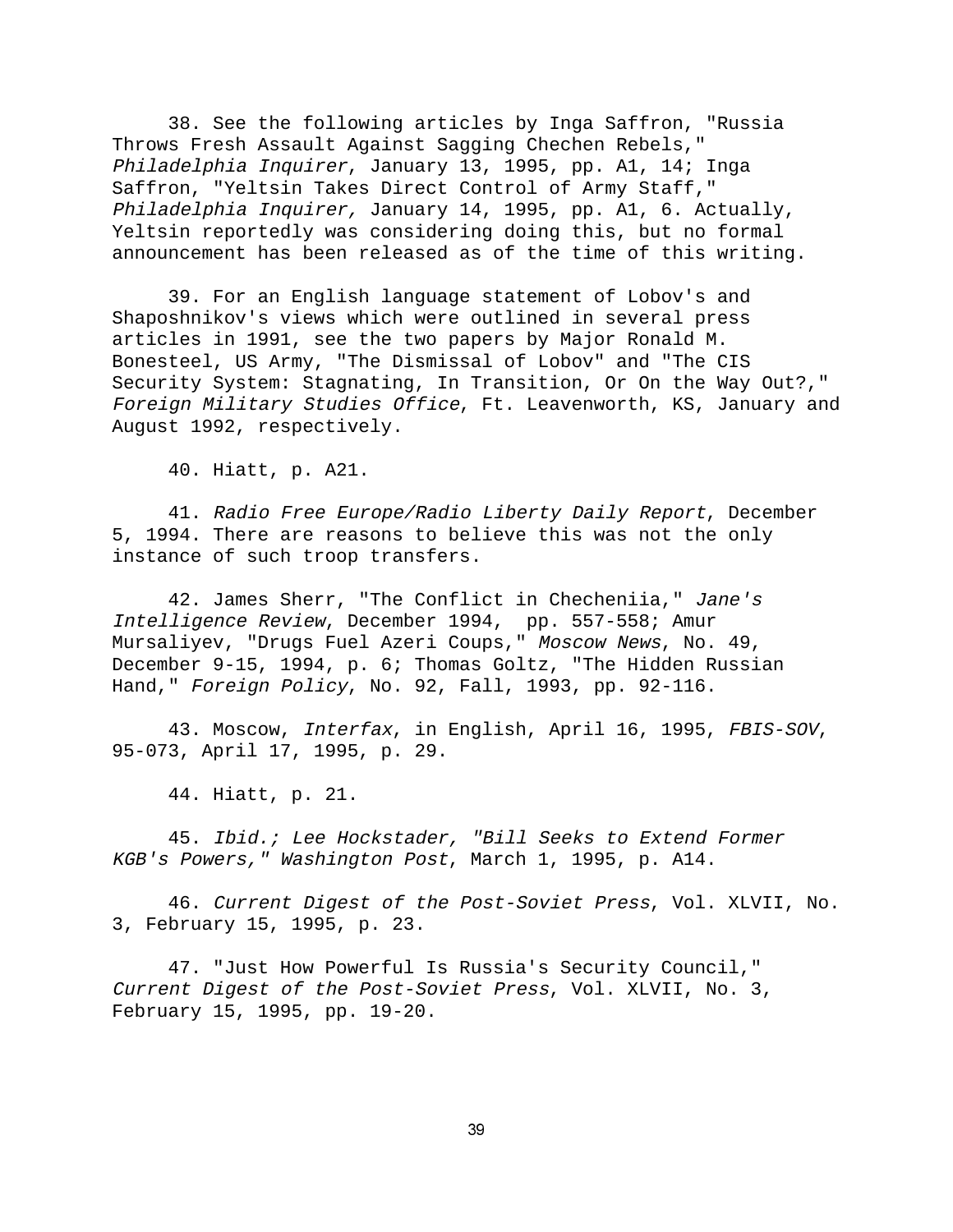38. See the following articles by Inga Saffron, "Russia Throws Fresh Assault Against Sagging Chechen Rebels," *Philadelphia Inquirer*, January 13, 1995, pp. A1, 14; Inga Saffron, "Yeltsin Takes Direct Control of Army Staff," *Philadelphia Inquirer,* January 14, 1995, pp. A1, 6. Actually, Yeltsin reportedly was considering doing this, but no formal announcement has been released as of the time of this writing.

39. For an English language statement of Lobov's and Shaposhnikov's views which were outlined in several press articles in 1991, see the two papers by Major Ronald M. Bonesteel, US Army, "The Dismissal of Lobov" and "The CIS Security System: Stagnating, In Transition, Or On the Way Out?," *Foreign Military Studies Office*, Ft. Leavenworth, KS, January and August 1992, respectively.

40. Hiatt, p. A21.

41. *Radio Free Europe/Radio Liberty Daily Report*, December 5, 1994. There are reasons to believe this was not the only instance of such troop transfers.

42. James Sherr, "The Conflict in Checheniia," *Jane's Intelligence Review*, December 1994, pp. 557-558; Amur Mursaliyev, "Drugs Fuel Azeri Coups," *Moscow News*, No. 49, December 9-15, 1994, p. 6; Thomas Goltz, "The Hidden Russian Hand," *Foreign Policy*, No. 92, Fall, 1993, pp. 92-116.

43. Moscow, *Interfax*, in English, April 16, 1995, *FBIS-SOV*, 95-073, April 17, 1995, p. 29.

44. Hiatt, p. 21.

45. *Ibid.; Lee Hockstader, "Bill Seeks to Extend Former KGB's Powers," Washington Post*, March 1, 1995, p. A14.

46. *Current Digest of the Post-Soviet Press*, Vol. XLVII, No. 3, February 15, 1995, p. 23.

47. "Just How Powerful Is Russia's Security Council," *Current Digest of the Post-Soviet Press*, Vol. XLVII, No. 3, February 15, 1995, pp. 19-20.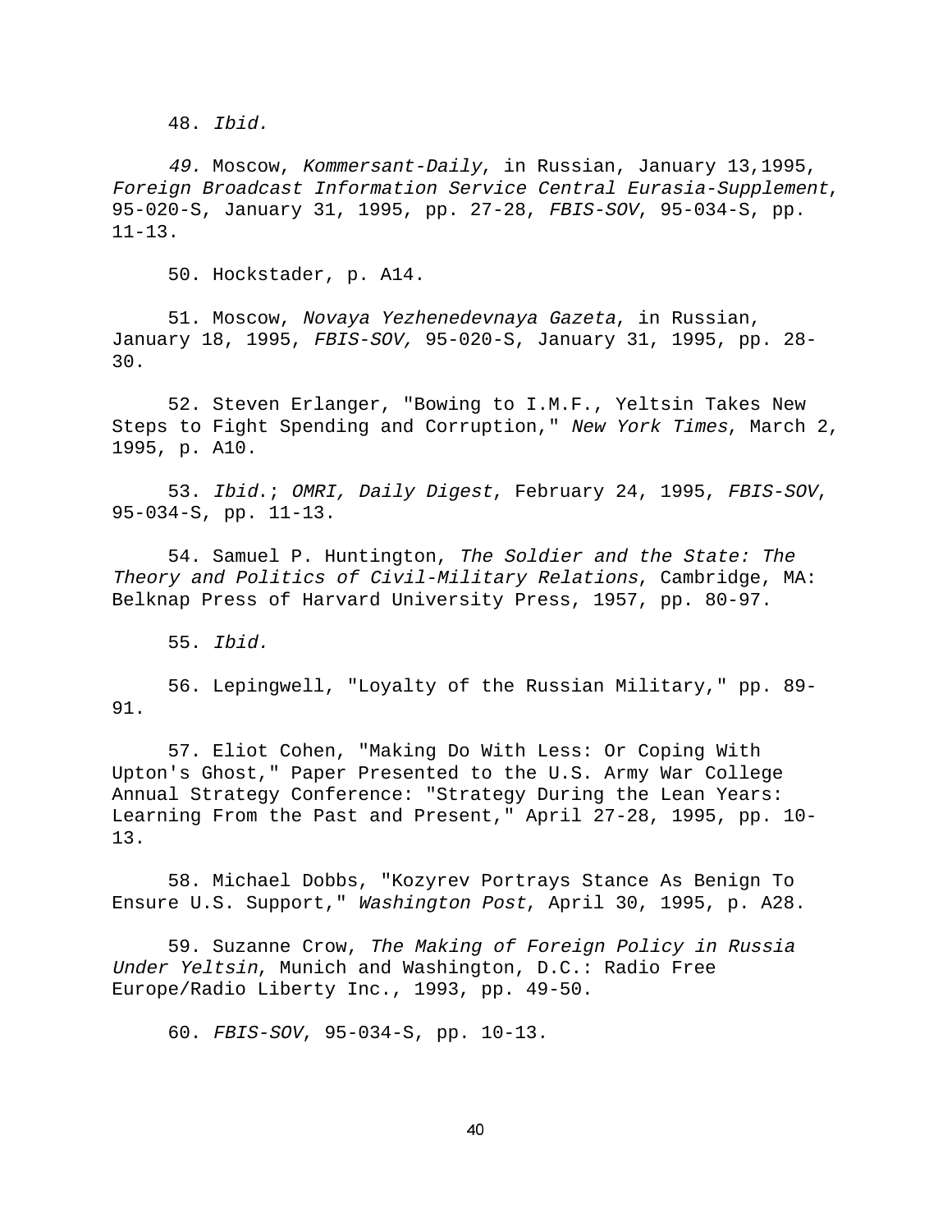48. *Ibid.*

*49.* Moscow, *Kommersant-Daily*, in Russian, January 13,1995, *Foreign Broadcast Information Service Central Eurasia-Supplement*, 95-020-S, January 31, 1995, pp. 27-28, *FBIS-SOV*, 95-034-S, pp. 11-13.

50. Hockstader, p. A14.

51. Moscow, *Novaya Yezhenedevnaya Gazeta*, in Russian, January 18, 1995, *FBIS-SOV,* 95-020-S, January 31, 1995, pp. 28-30.

52. Steven Erlanger, "Bowing to I.M.F., Yeltsin Takes New Steps to Fight Spending and Corruption," *New York Times*, March 2, 1995, p. A10.

53. *Ibid*.; *OMRI, Daily Digest*, February 24, 1995, *FBIS-SOV*, 95-034-S, pp. 11-13.

54. Samuel P. Huntington, *The Soldier and the State: The Theory and Politics of Civil-Military Relations*, Cambridge, MA: Belknap Press of Harvard University Press, 1957, pp. 80-97.

55. *Ibid.*

56. Lepingwell, "Loyalty of the Russian Military," pp. 89-91.

57. Eliot Cohen, "Making Do With Less: Or Coping With Upton's Ghost," Paper Presented to the U.S. Army War College Annual Strategy Conference: "Strategy During the Lean Years: Learning From the Past and Present," April 27-28, 1995, pp. 10-13.

58. Michael Dobbs, "Kozyrev Portrays Stance As Benign To Ensure U.S. Support," *Washington Post*, April 30, 1995, p. A28.

59. Suzanne Crow, *The Making of Foreign Policy in Russia Under Yeltsin*, Munich and Washington, D.C.: Radio Free Europe/Radio Liberty Inc., 1993, pp. 49-50.

60. *FBIS-SOV*, 95-034-S, pp. 10-13.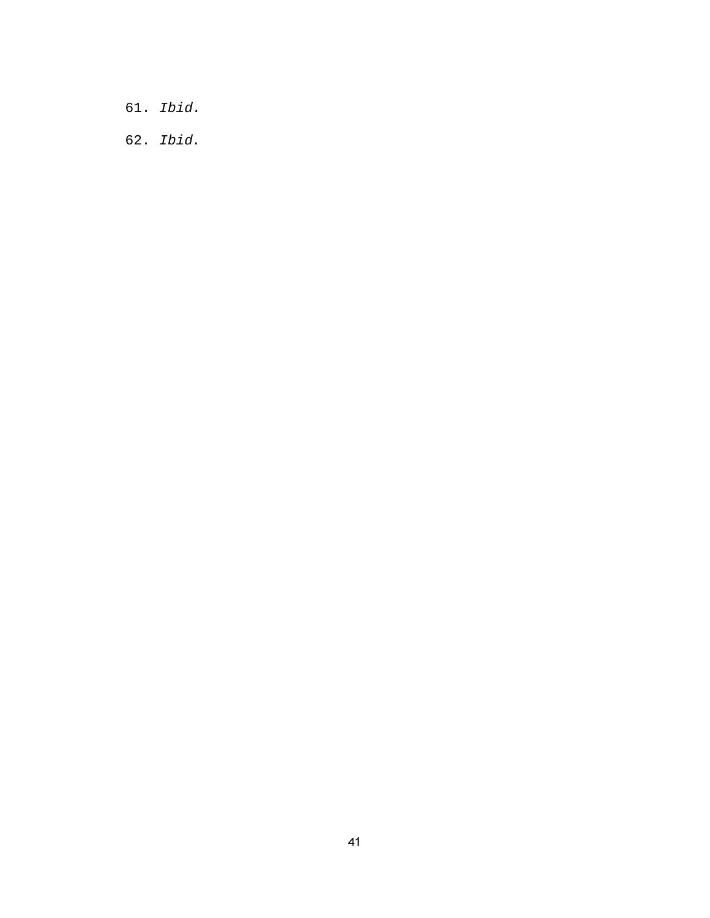61. *Ibid.*

62. *Ibid*.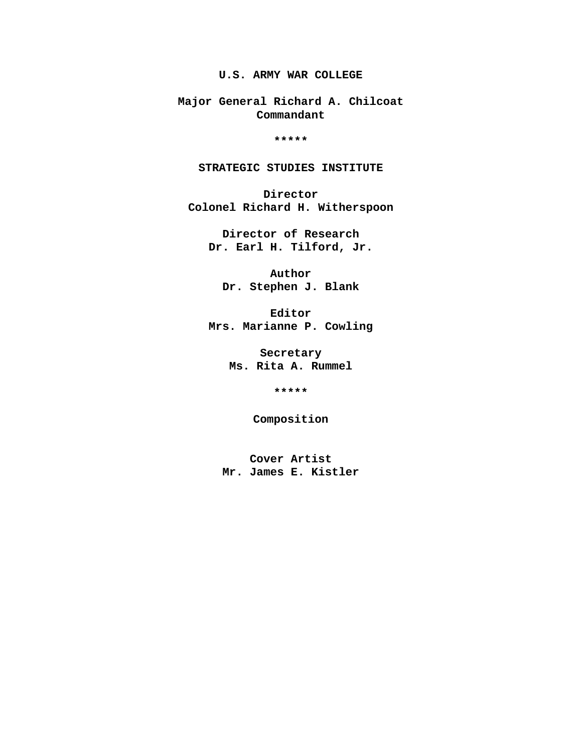**U.S. ARMY WAR COLLEGE**

**Major General Richard A. Chilcoat**
**Commandant**

*****

**STRATEGIC STUDIES INSTITUTE**

**Director**
**Colonel Richard H. Witherspoon**

**Director of Research**
**Dr. Earl H. Tilford, Jr.**

**Author**
**Dr. Stephen J. Blank**

**Editor**
**Mrs. Marianne P. Cowling**

**Secretary**
**Ms. Rita A. Rummel**

*****

**Composition**

**Cover Artist**
**Mr. James E. Kistler**